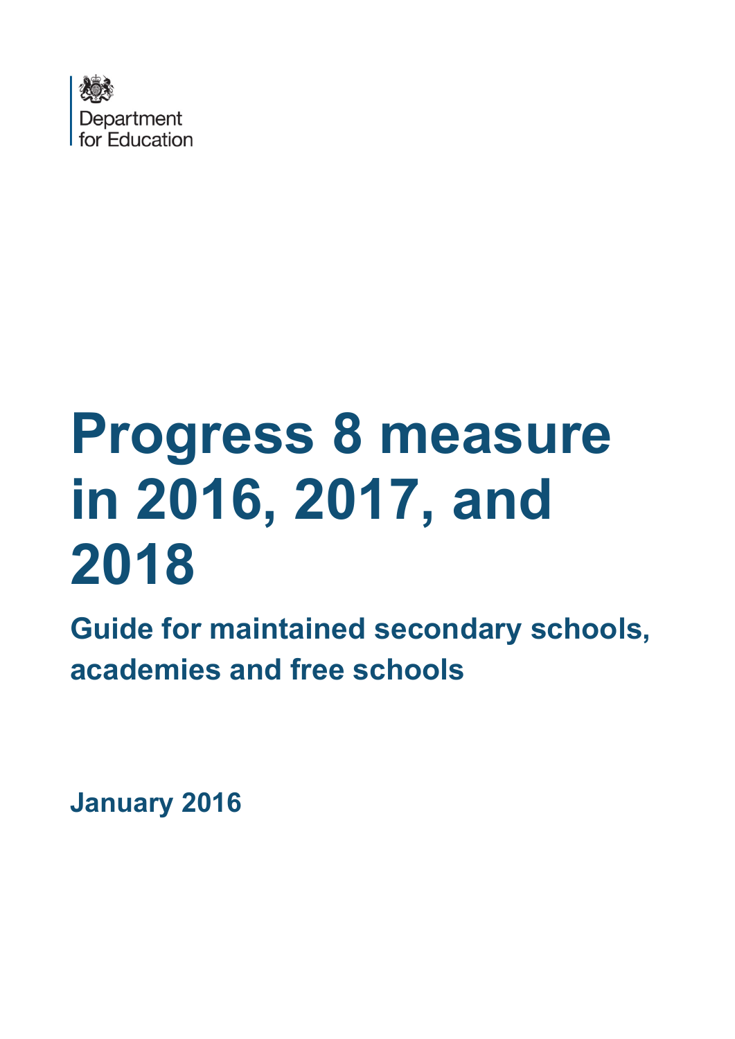Department for Education

# Progress 8 measure in 2016, 2017, and 2018

## Guide for maintained secondary schools, academies and free schools

**January 2016**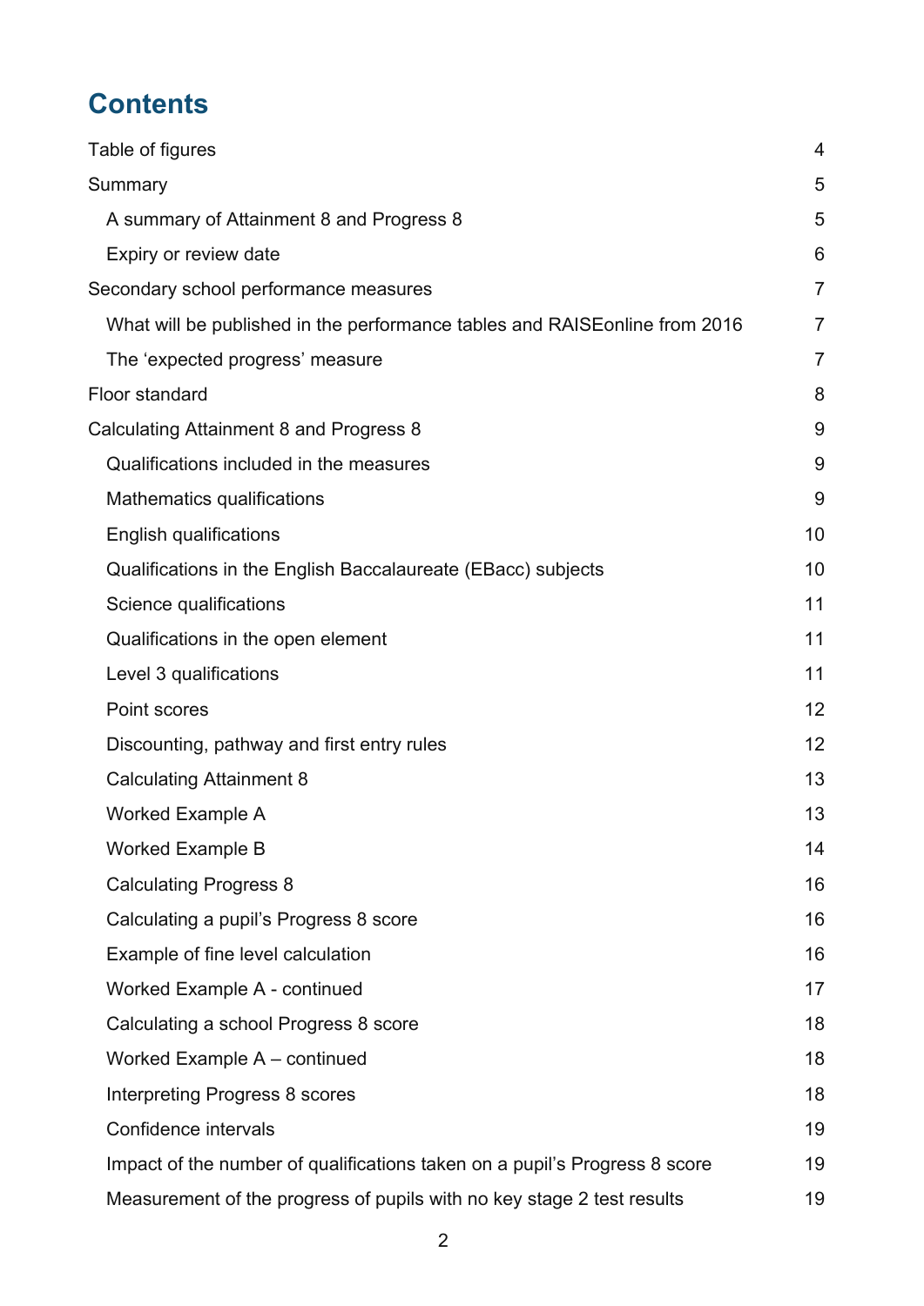# Contents

Table of figures 4

Summary 5

- A summary of Attainment 8 and Progress 8 5
- Expiry or review date 6

Secondary school performance measures 7

- What will be published in the performance tables and RAISEonline from 2016 7
- The 'expected progress' measure 7

Floor standard 8

Calculating Attainment 8 and Progress 8 9

- Qualifications included in the measures 9
- Mathematics qualifications 9
- English qualifications 10
- Qualifications in the English Baccalaureate (EBacc) subjects 10
- Science qualifications 11
- Qualifications in the open element 11
- Level 3 qualifications 11
- Point scores 12
- Discounting, pathway and first entry rules 12
- Calculating Attainment 8 13
- Worked Example A 13
- Worked Example B 14
- Calculating Progress 8 16
- Calculating a pupil's Progress 8 score 16
- Example of fine level calculation 16
- Worked Example A - continued 17
- Calculating a school Progress 8 score 18
- Worked Example A – continued 18
- Interpreting Progress 8 scores 18
- Confidence intervals 19
- Impact of the number of qualifications taken on a pupil's Progress 8 score 19
- Measurement of the progress of pupils with no key stage 2 test results 19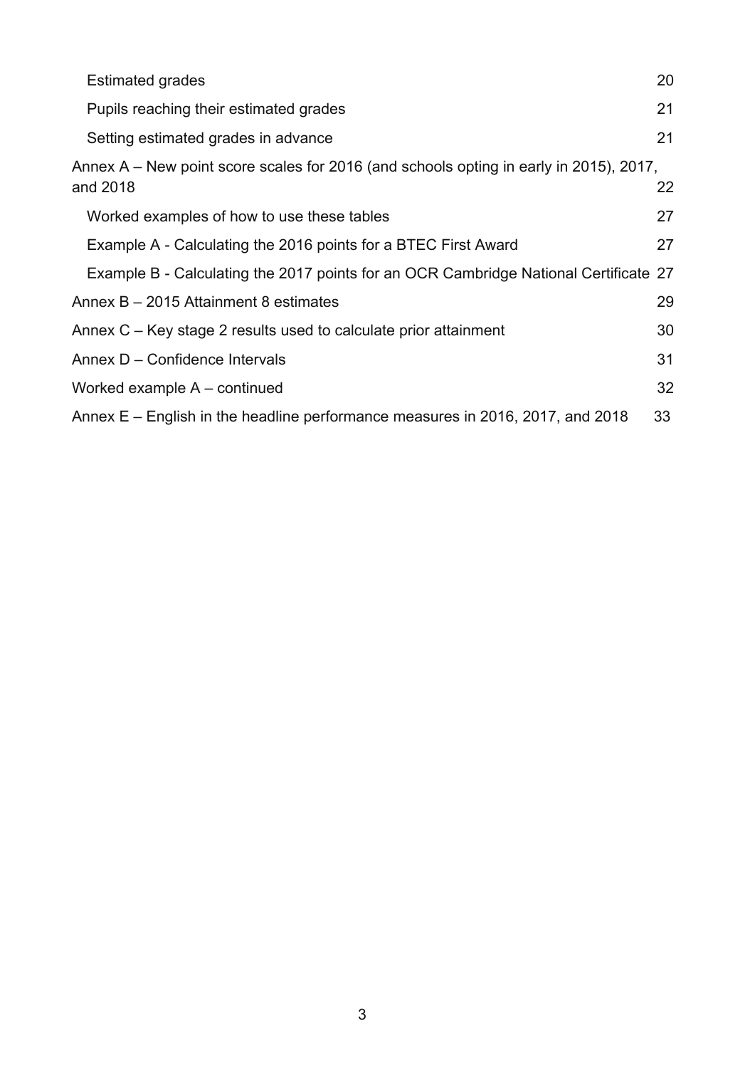- Estimated grades 20
- Pupils reaching their estimated grades 21
- Setting estimated grades in advance 21

Annex A – New point score scales for 2016 (and schools opting in early in 2015), 2017, and 2018 22

- Worked examples of how to use these tables 27
- Example A - Calculating the 2016 points for a BTEC First Award 27
- Example B - Calculating the 2017 points for an OCR Cambridge National Certificate 27

Annex B – 2015 Attainment 8 estimates 29

Annex C – Key stage 2 results used to calculate prior attainment 30

Annex D – Confidence Intervals 31

Worked example A – continued 32

Annex E – English in the headline performance measures in 2016, 2017, and 2018 33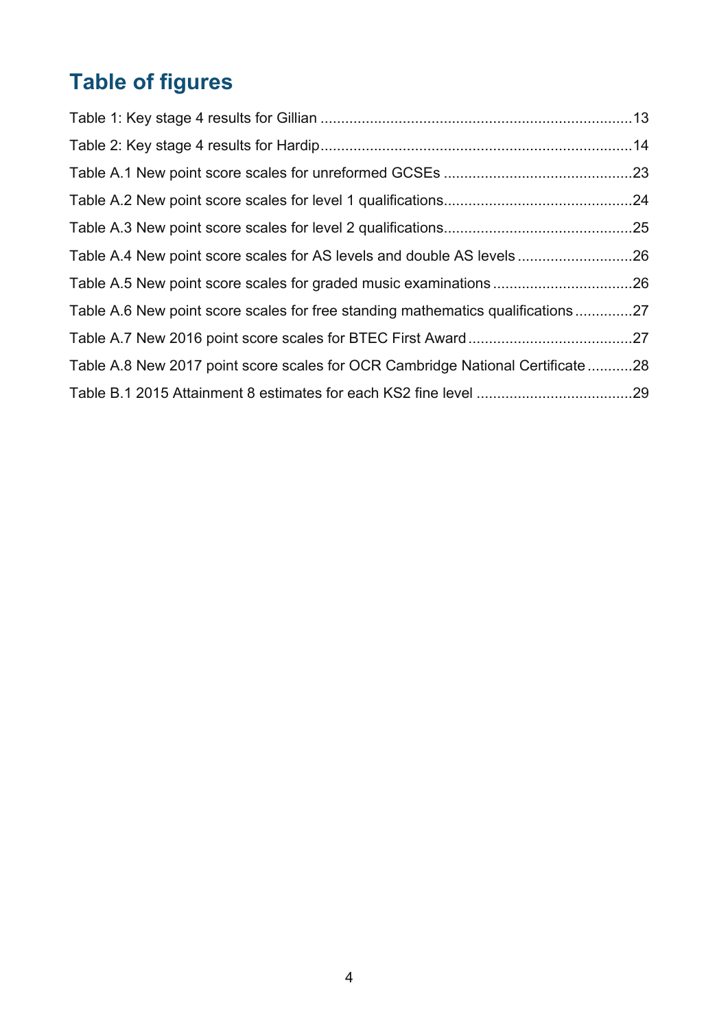## Table of figures

Table 1: Key stage 4 results for Gillian ........................................................................13

Table 2: Key stage 4 results for Hardip........................................................................14

Table A.1 New point score scales for unreformed GCSEs ...........................................23

Table A.2 New point score scales for level 1 qualifications...........................................24

Table A.3 New point score scales for level 2 qualifications...........................................25

Table A.4 New point score scales for AS levels and double AS levels .........................26

Table A.5 New point score scales for graded music examinations ...............................26

Table A.6 New point score scales for free standing mathematics qualifications ............27

Table A.7 New 2016 point score scales for BTEC First Award ......................................27

Table A.8 New 2017 point score scales for OCR Cambridge National Certificate ..........28

Table B.1 2015 Attainment 8 estimates for each KS2 fine level ....................................29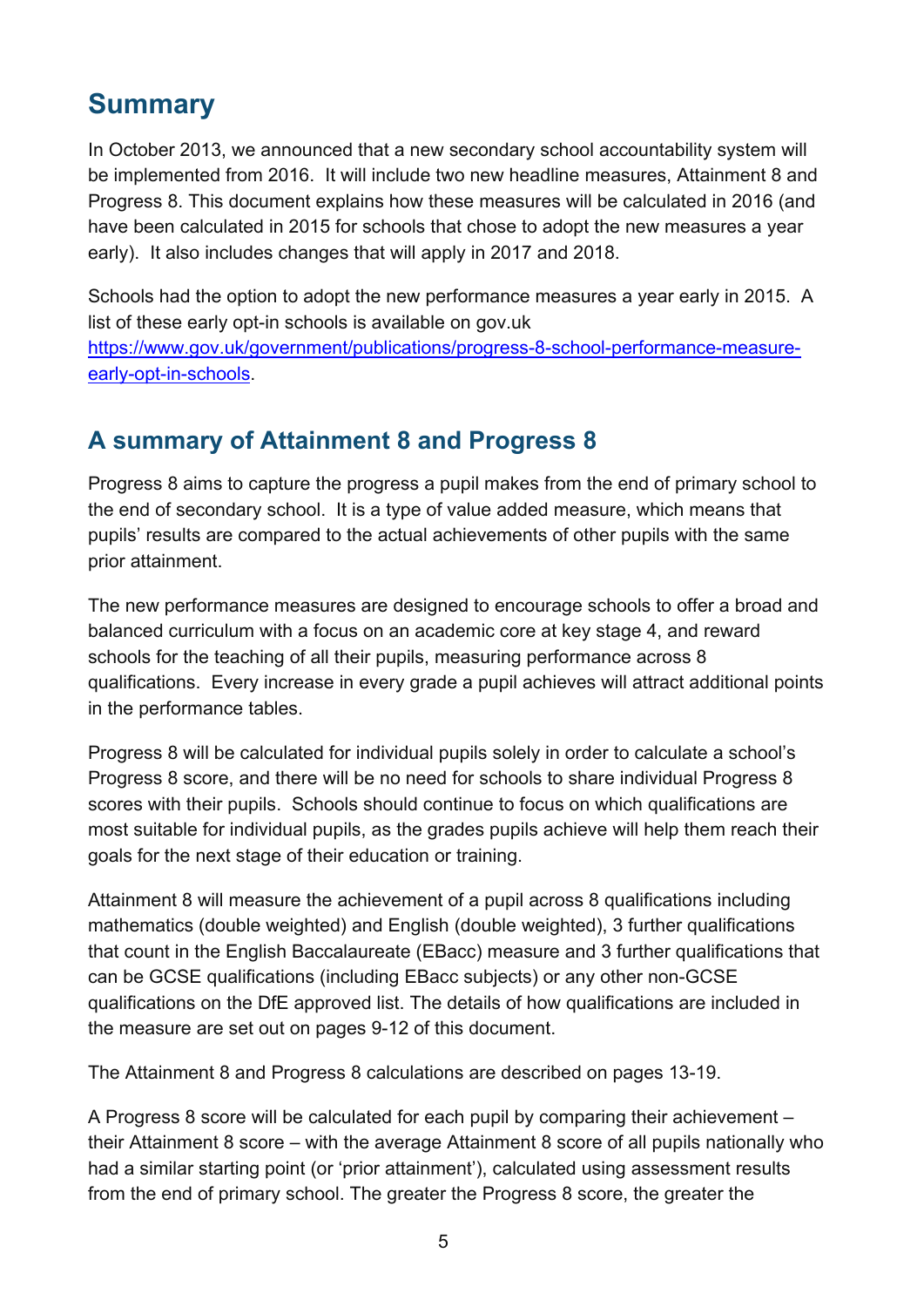# Summary

In October 2013, we announced that a new secondary school accountability system will be implemented from 2016. It will include two new headline measures, Attainment 8 and Progress 8. This document explains how these measures will be calculated in 2016 (and have been calculated in 2015 for schools that chose to adopt the new measures a year early). It also includes changes that will apply in 2017 and 2018.

Schools had the option to adopt the new performance measures a year early in 2015. A list of these early opt-in schools is available on gov.uk [https://www.gov.uk/government/publications/progress-8-school-performance-measure-early-opt-in-schools](https://www.gov.uk/government/publications/progress-8-school-performance-measure-early-opt-in-schools).

## A summary of Attainment 8 and Progress 8

Progress 8 aims to capture the progress a pupil makes from the end of primary school to the end of secondary school. It is a type of value added measure, which means that pupils' results are compared to the actual achievements of other pupils with the same prior attainment.

The new performance measures are designed to encourage schools to offer a broad and balanced curriculum with a focus on an academic core at key stage 4, and reward schools for the teaching of all their pupils, measuring performance across 8 qualifications. Every increase in every grade a pupil achieves will attract additional points in the performance tables.

Progress 8 will be calculated for individual pupils solely in order to calculate a school's Progress 8 score, and there will be no need for schools to share individual Progress 8 scores with their pupils. Schools should continue to focus on which qualifications are most suitable for individual pupils, as the grades pupils achieve will help them reach their goals for the next stage of their education or training.

Attainment 8 will measure the achievement of a pupil across 8 qualifications including mathematics (double weighted) and English (double weighted), 3 further qualifications that count in the English Baccalaureate (EBacc) measure and 3 further qualifications that can be GCSE qualifications (including EBacc subjects) or any other non-GCSE qualifications on the DfE approved list. The details of how qualifications are included in the measure are set out on pages 9-12 of this document.

The Attainment 8 and Progress 8 calculations are described on pages 13-19.

A Progress 8 score will be calculated for each pupil by comparing their achievement – their Attainment 8 score – with the average Attainment 8 score of all pupils nationally who had a similar starting point (or 'prior attainment'), calculated using assessment results from the end of primary school. The greater the Progress 8 score, the greater the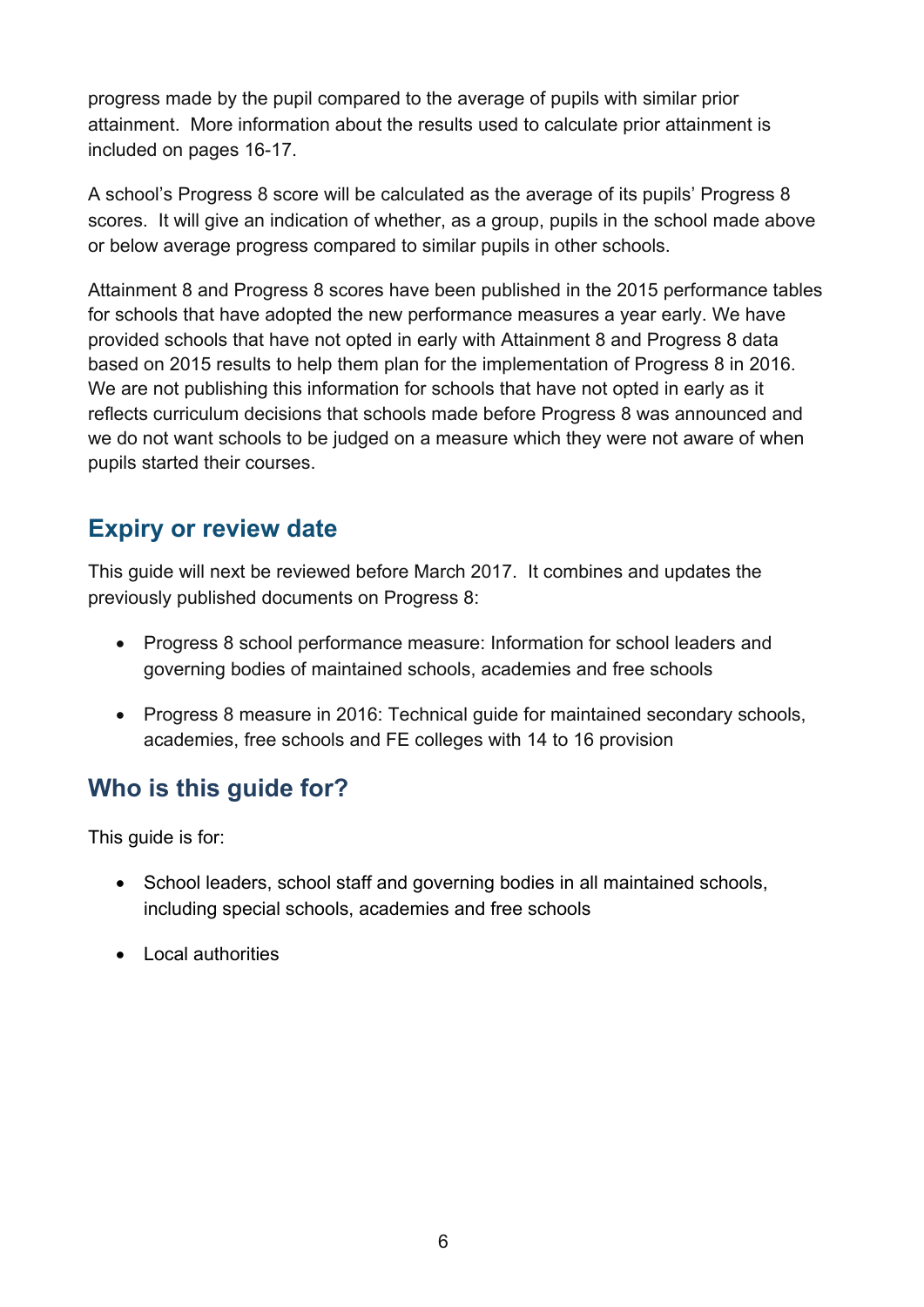progress made by the pupil compared to the average of pupils with similar prior attainment. More information about the results used to calculate prior attainment is included on pages 16-17.

A school's Progress 8 score will be calculated as the average of its pupils' Progress 8 scores. It will give an indication of whether, as a group, pupils in the school made above or below average progress compared to similar pupils in other schools.

Attainment 8 and Progress 8 scores have been published in the 2015 performance tables for schools that have adopted the new performance measures a year early. We have provided schools that have not opted in early with Attainment 8 and Progress 8 data based on 2015 results to help them plan for the implementation of Progress 8 in 2016. We are not publishing this information for schools that have not opted in early as it reflects curriculum decisions that schools made before Progress 8 was announced and we do not want schools to be judged on a measure which they were not aware of when pupils started their courses.

## Expiry or review date

This guide will next be reviewed before March 2017. It combines and updates the previously published documents on Progress 8:

- Progress 8 school performance measure: Information for school leaders and governing bodies of maintained schools, academies and free schools
- Progress 8 measure in 2016: Technical guide for maintained secondary schools, academies, free schools and FE colleges with 14 to 16 provision

## Who is this guide for?

This guide is for:

- School leaders, school staff and governing bodies in all maintained schools, including special schools, academies and free schools
- Local authorities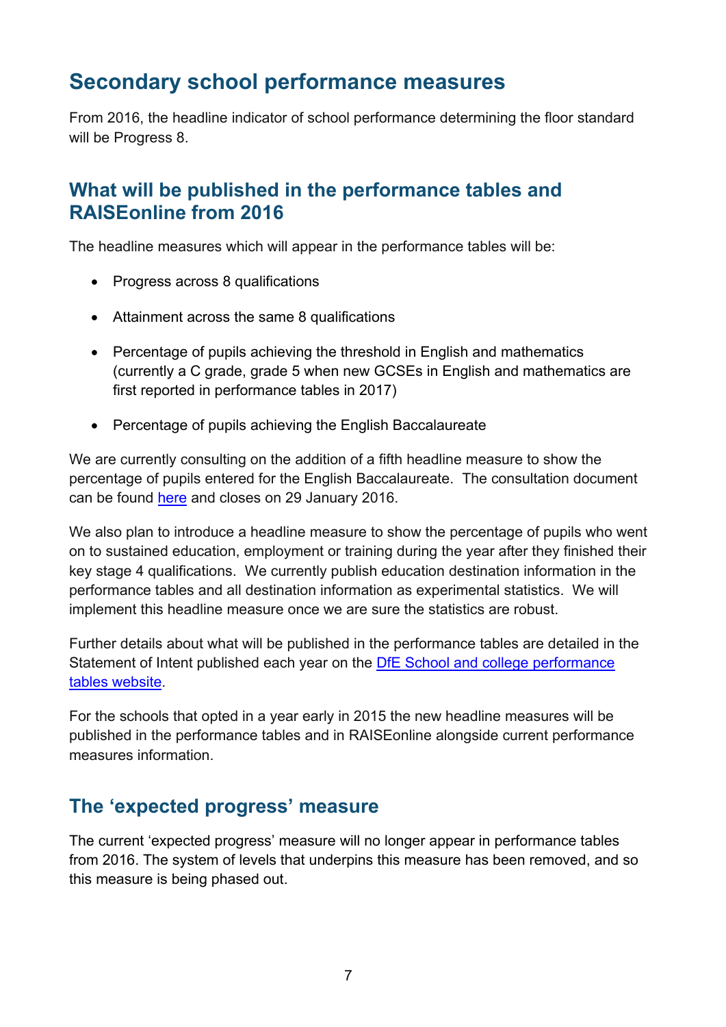## Secondary school performance measures

From 2016, the headline indicator of school performance determining the floor standard will be Progress 8.

### What will be published in the performance tables and RAISEonline from 2016

The headline measures which will appear in the performance tables will be:

- Progress across 8 qualifications
- Attainment across the same 8 qualifications
- Percentage of pupils achieving the threshold in English and mathematics (currently a C grade, grade 5 when new GCSEs in English and mathematics are first reported in performance tables in 2017)
- Percentage of pupils achieving the English Baccalaureate

We are currently consulting on the addition of a fifth headline measure to show the percentage of pupils entered for the English Baccalaureate. The consultation document can be found here and closes on 29 January 2016.

We also plan to introduce a headline measure to show the percentage of pupils who went on to sustained education, employment or training during the year after they finished their key stage 4 qualifications. We currently publish education destination information in the performance tables and all destination information as experimental statistics. We will implement this headline measure once we are sure the statistics are robust.

Further details about what will be published in the performance tables are detailed in the Statement of Intent published each year on the DfE School and college performance tables website.

For the schools that opted in a year early in 2015 the new headline measures will be published in the performance tables and in RAISEonline alongside current performance measures information.

### The 'expected progress' measure

The current 'expected progress' measure will no longer appear in performance tables from 2016. The system of levels that underpins this measure has been removed, and so this measure is being phased out.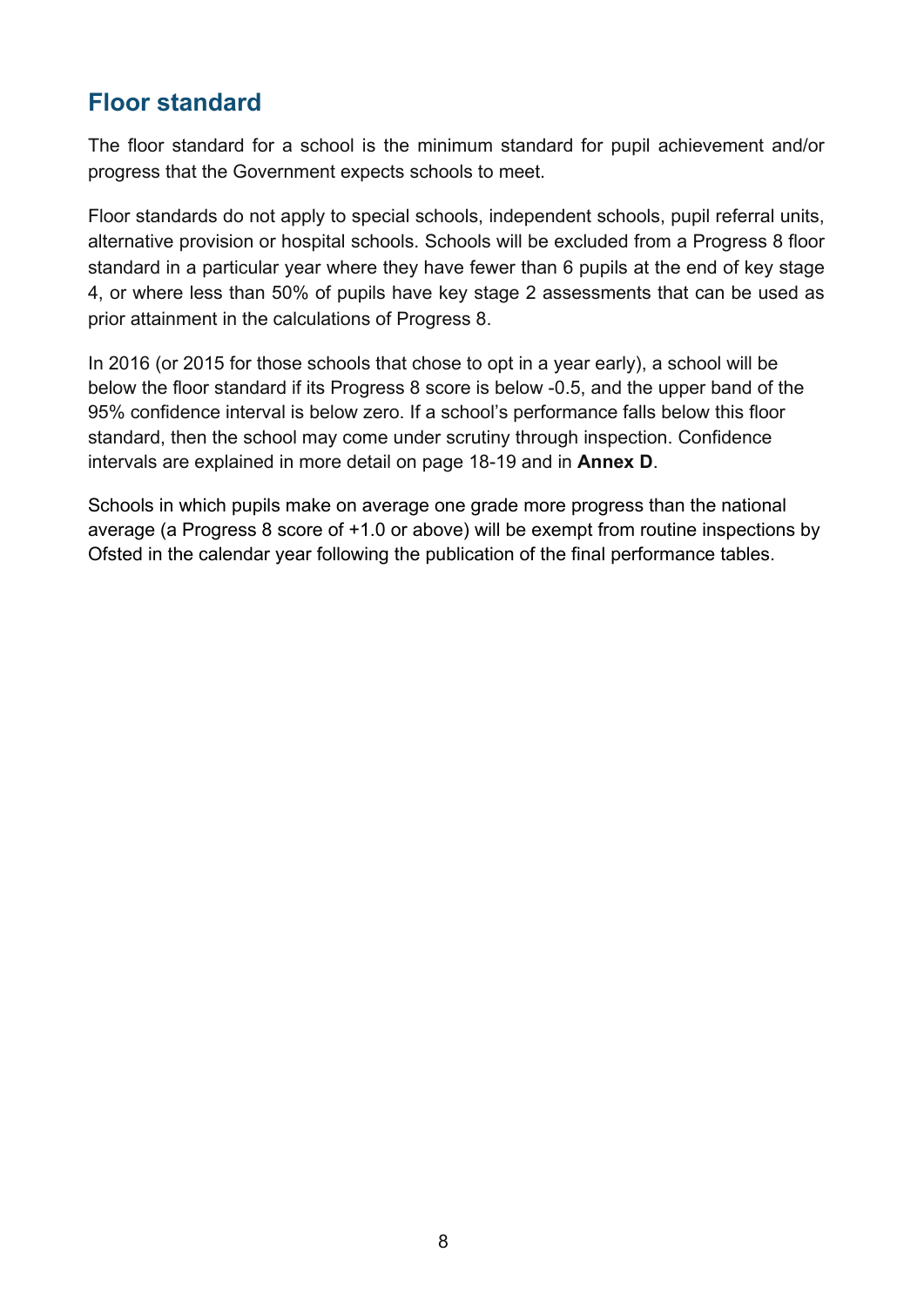## Floor standard

The floor standard for a school is the minimum standard for pupil achievement and/or progress that the Government expects schools to meet.

Floor standards do not apply to special schools, independent schools, pupil referral units, alternative provision or hospital schools. Schools will be excluded from a Progress 8 floor standard in a particular year where they have fewer than 6 pupils at the end of key stage 4, or where less than 50% of pupils have key stage 2 assessments that can be used as prior attainment in the calculations of Progress 8.

In 2016 (or 2015 for those schools that chose to opt in a year early), a school will be below the floor standard if its Progress 8 score is below -0.5, and the upper band of the 95% confidence interval is below zero. If a school's performance falls below this floor standard, then the school may come under scrutiny through inspection. Confidence intervals are explained in more detail on page 18-19 and in **Annex D**.

Schools in which pupils make on average one grade more progress than the national average (a Progress 8 score of +1.0 or above) will be exempt from routine inspections by Ofsted in the calendar year following the publication of the final performance tables.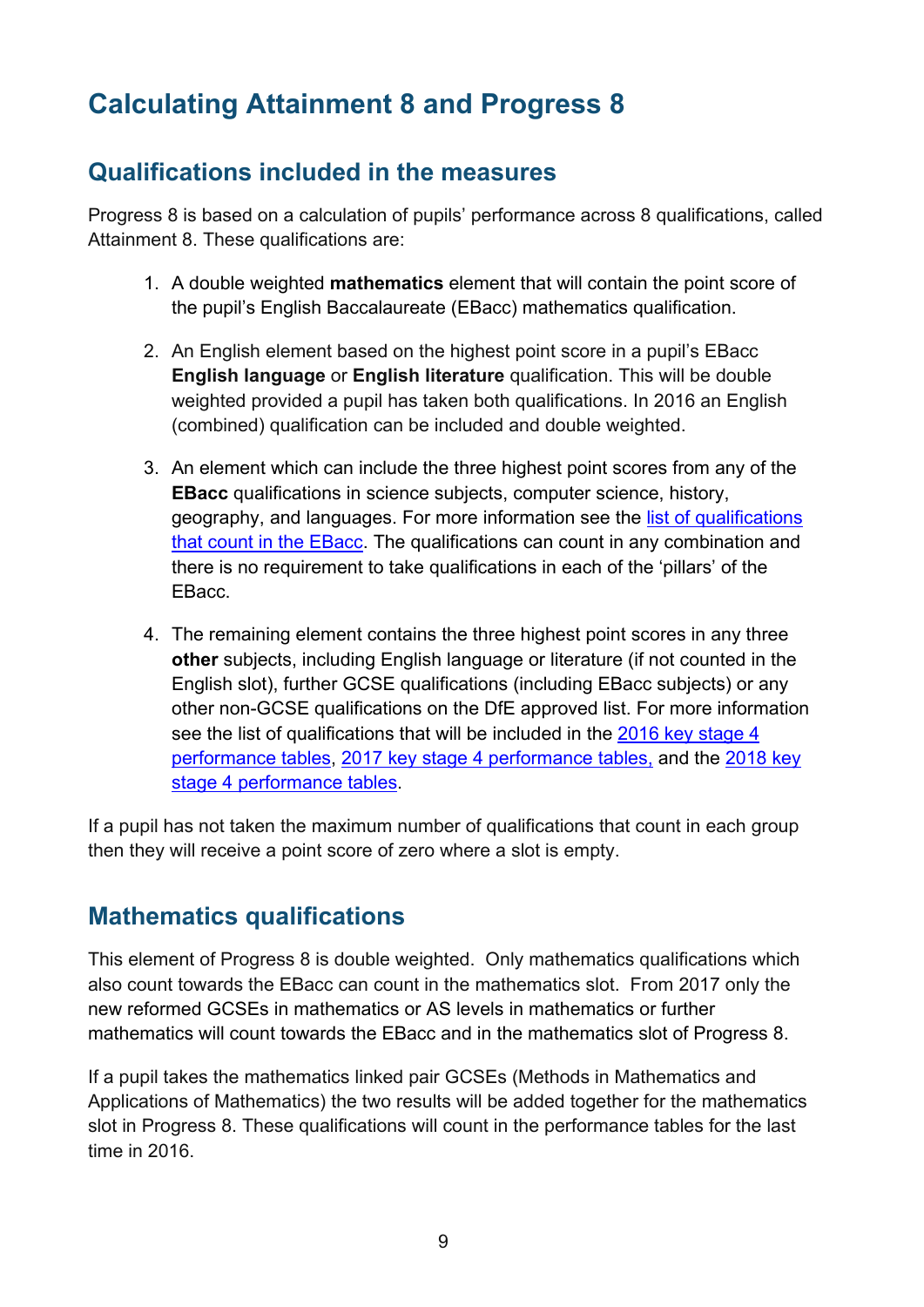# Calculating Attainment 8 and Progress 8

## Qualifications included in the measures

Progress 8 is based on a calculation of pupils' performance across 8 qualifications, called Attainment 8. These qualifications are:

1. A double weighted **mathematics** element that will contain the point score of the pupil's English Baccalaureate (EBacc) mathematics qualification.

2. An English element based on the highest point score in a pupil's EBacc **English language** or **English literature** qualification. This will be double weighted provided a pupil has taken both qualifications. In 2016 an English (combined) qualification can be included and double weighted.

3. An element which can include the three highest point scores from any of the **EBacc** qualifications in science subjects, computer science, history, geography, and languages. For more information see the [list of qualifications that count in the EBacc](). The qualifications can count in any combination and there is no requirement to take qualifications in each of the 'pillars' of the EBacc.

4. The remaining element contains the three highest point scores in any three **other** subjects, including English language or literature (if not counted in the English slot), further GCSE qualifications (including EBacc subjects) or any other non-GCSE qualifications on the DfE approved list. For more information see the list of qualifications that will be included in the [2016 key stage 4 performance tables](), [2017 key stage 4 performance tables,]() and the [2018 key stage 4 performance tables]().

If a pupil has not taken the maximum number of qualifications that count in each group then they will receive a point score of zero where a slot is empty.

## Mathematics qualifications

This element of Progress 8 is double weighted. Only mathematics qualifications which also count towards the EBacc can count in the mathematics slot. From 2017 only the new reformed GCSEs in mathematics or AS levels in mathematics or further mathematics will count towards the EBacc and in the mathematics slot of Progress 8.

If a pupil takes the mathematics linked pair GCSEs (Methods in Mathematics and Applications of Mathematics) the two results will be added together for the mathematics slot in Progress 8. These qualifications will count in the performance tables for the last time in 2016.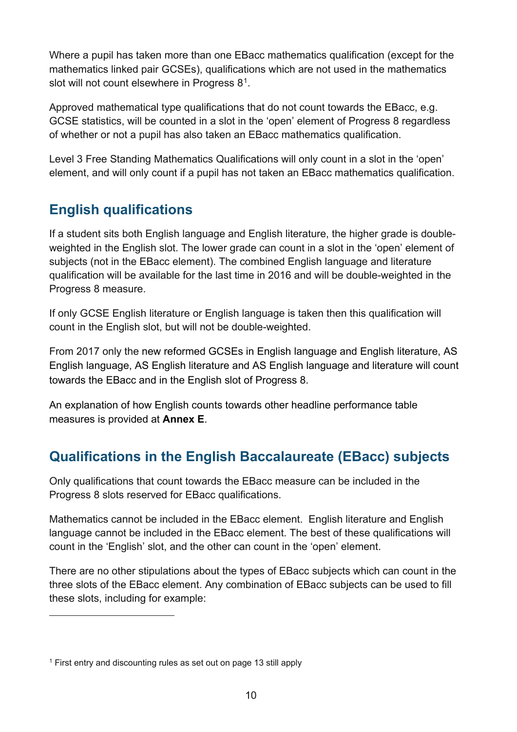Where a pupil has taken more than one EBacc mathematics qualification (except for the mathematics linked pair GCSEs), qualifications which are not used in the mathematics slot will not count elsewhere in Progress 8[1].

Approved mathematical type qualifications that do not count towards the EBacc, e.g. GCSE statistics, will be counted in a slot in the 'open' element of Progress 8 regardless of whether or not a pupil has also taken an EBacc mathematics qualification.

Level 3 Free Standing Mathematics Qualifications will only count in a slot in the 'open' element, and will only count if a pupil has not taken an EBacc mathematics qualification.

## English qualifications

If a student sits both English language and English literature, the higher grade is double-weighted in the English slot. The lower grade can count in a slot in the 'open' element of subjects (not in the EBacc element). The combined English language and literature qualification will be available for the last time in 2016 and will be double-weighted in the Progress 8 measure.

If only GCSE English literature or English language is taken then this qualification will count in the English slot, but will not be double-weighted.

From 2017 only the new reformed GCSEs in English language and English literature, AS English language, AS English literature and AS English language and literature will count towards the EBacc and in the English slot of Progress 8.

An explanation of how English counts towards other headline performance table measures is provided at **Annex E**.

## Qualifications in the English Baccalaureate (EBacc) subjects

Only qualifications that count towards the EBacc measure can be included in the Progress 8 slots reserved for EBacc qualifications.

Mathematics cannot be included in the EBacc element. English literature and English language cannot be included in the EBacc element. The best of these qualifications will count in the 'English' slot, and the other can count in the 'open' element.

There are no other stipulations about the types of EBacc subjects which can count in the three slots of the EBacc element. Any combination of EBacc subjects can be used to fill these slots, including for example:

[1] First entry and discounting rules as set out on page 13 still apply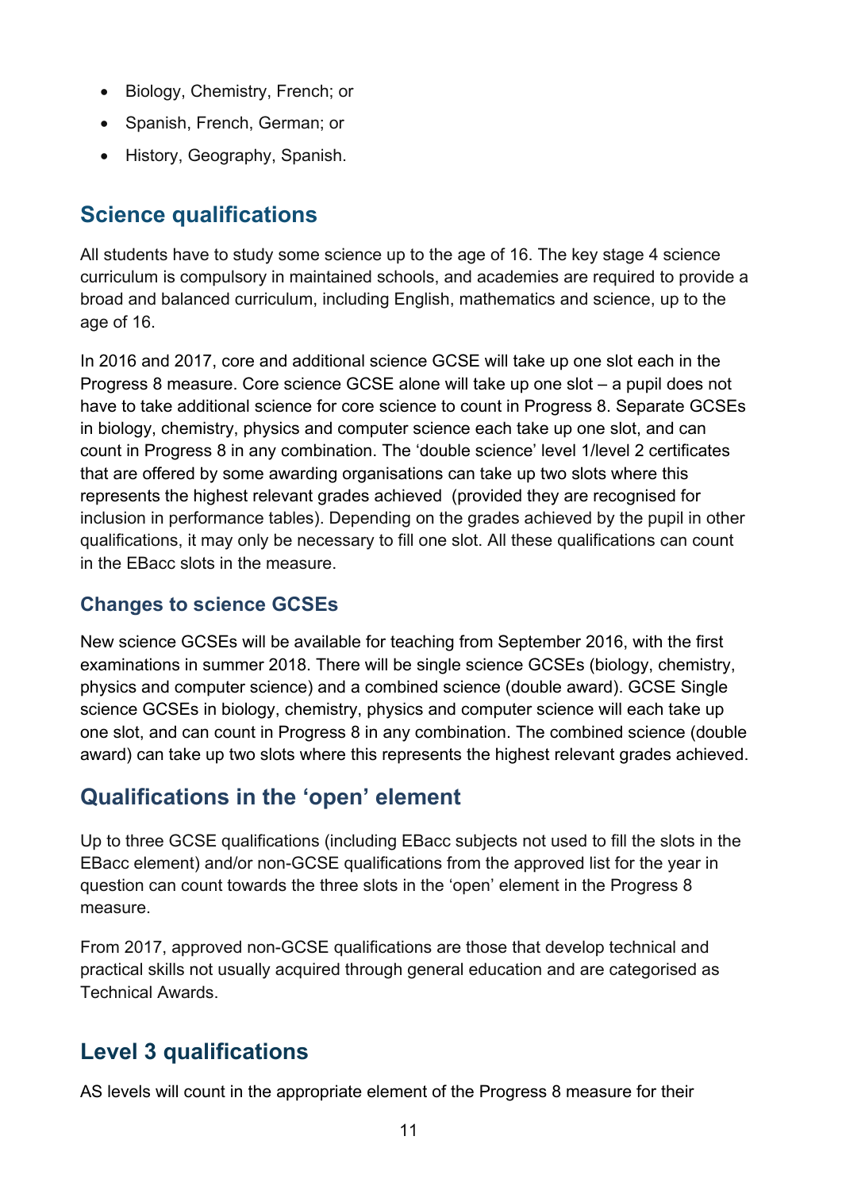- Biology, Chemistry, French; or
- Spanish, French, German; or
- History, Geography, Spanish.

## Science qualifications

All students have to study some science up to the age of 16. The key stage 4 science curriculum is compulsory in maintained schools, and academies are required to provide a broad and balanced curriculum, including English, mathematics and science, up to the age of 16.

In 2016 and 2017, core and additional science GCSE will take up one slot each in the Progress 8 measure. Core science GCSE alone will take up one slot – a pupil does not have to take additional science for core science to count in Progress 8. Separate GCSEs in biology, chemistry, physics and computer science each take up one slot, and can count in Progress 8 in any combination. The 'double science' level 1/level 2 certificates that are offered by some awarding organisations can take up two slots where this represents the highest relevant grades achieved (provided they are recognised for inclusion in performance tables). Depending on the grades achieved by the pupil in other qualifications, it may only be necessary to fill one slot. All these qualifications can count in the EBacc slots in the measure.

### Changes to science GCSEs

New science GCSEs will be available for teaching from September 2016, with the first examinations in summer 2018. There will be single science GCSEs (biology, chemistry, physics and computer science) and a combined science (double award). GCSE Single science GCSEs in biology, chemistry, physics and computer science will each take up one slot, and can count in Progress 8 in any combination. The combined science (double award) can take up two slots where this represents the highest relevant grades achieved.

## Qualifications in the 'open' element

Up to three GCSE qualifications (including EBacc subjects not used to fill the slots in the EBacc element) and/or non-GCSE qualifications from the approved list for the year in question can count towards the three slots in the 'open' element in the Progress 8 measure.

From 2017, approved non-GCSE qualifications are those that develop technical and practical skills not usually acquired through general education and are categorised as Technical Awards.

## Level 3 qualifications

AS levels will count in the appropriate element of the Progress 8 measure for their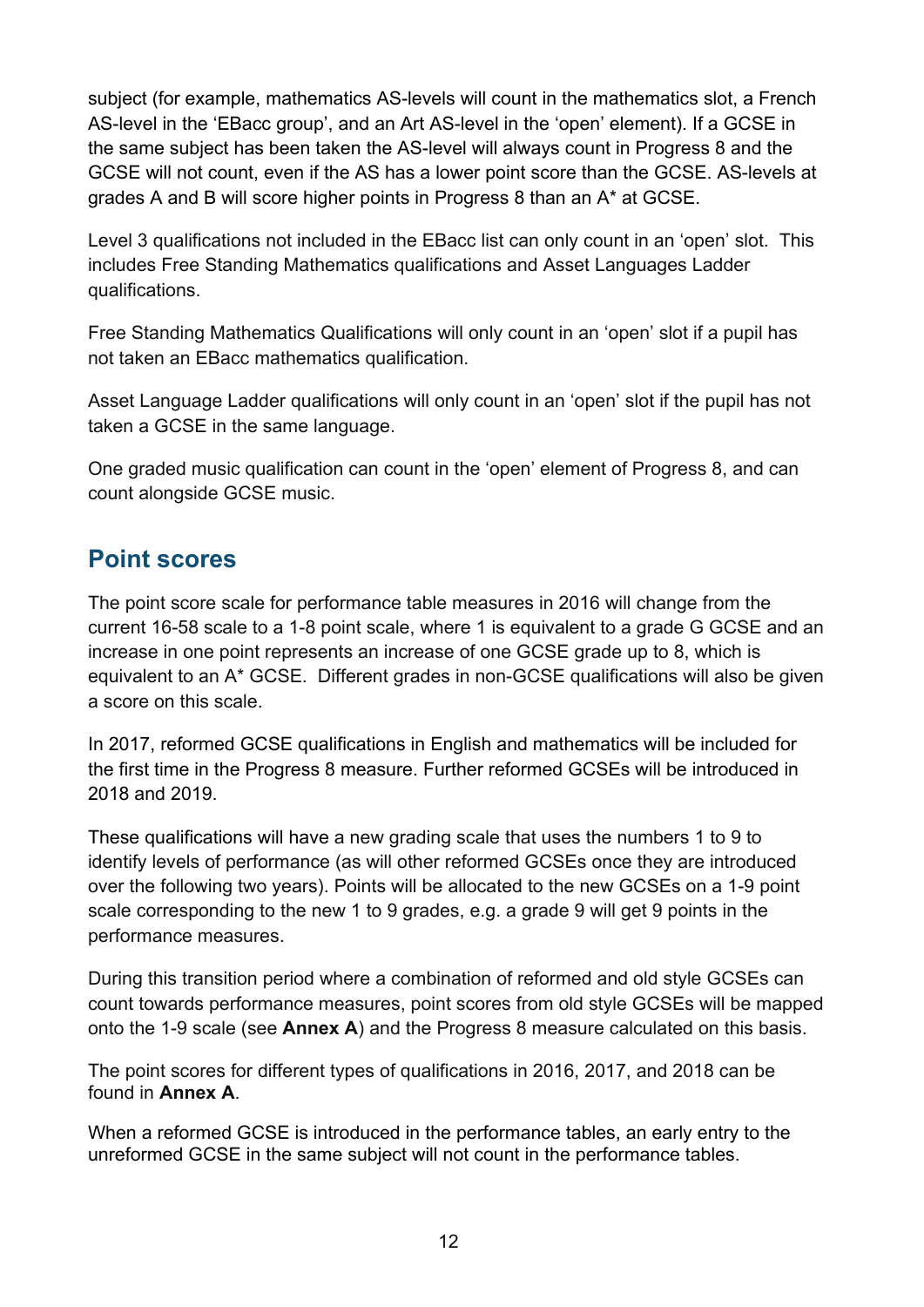subject (for example, mathematics AS-levels will count in the mathematics slot, a French AS-level in the 'EBacc group', and an Art AS-level in the 'open' element). If a GCSE in the same subject has been taken the AS-level will always count in Progress 8 and the GCSE will not count, even if the AS has a lower point score than the GCSE. AS-levels at grades A and B will score higher points in Progress 8 than an A* at GCSE.

Level 3 qualifications not included in the EBacc list can only count in an 'open' slot. This includes Free Standing Mathematics qualifications and Asset Languages Ladder qualifications.

Free Standing Mathematics Qualifications will only count in an 'open' slot if a pupil has not taken an EBacc mathematics qualification.

Asset Language Ladder qualifications will only count in an 'open' slot if the pupil has not taken a GCSE in the same language.

One graded music qualification can count in the 'open' element of Progress 8, and can count alongside GCSE music.

## Point scores

The point score scale for performance table measures in 2016 will change from the current 16-58 scale to a 1-8 point scale, where 1 is equivalent to a grade G GCSE and an increase in one point represents an increase of one GCSE grade up to 8, which is equivalent to an A* GCSE. Different grades in non-GCSE qualifications will also be given a score on this scale.

In 2017, reformed GCSE qualifications in English and mathematics will be included for the first time in the Progress 8 measure. Further reformed GCSEs will be introduced in 2018 and 2019.

These qualifications will have a new grading scale that uses the numbers 1 to 9 to identify levels of performance (as will other reformed GCSEs once they are introduced over the following two years). Points will be allocated to the new GCSEs on a 1-9 point scale corresponding to the new 1 to 9 grades, e.g. a grade 9 will get 9 points in the performance measures.

During this transition period where a combination of reformed and old style GCSEs can count towards performance measures, point scores from old style GCSEs will be mapped onto the 1-9 scale (see **Annex A**) and the Progress 8 measure calculated on this basis.

The point scores for different types of qualifications in 2016, 2017, and 2018 can be found in **Annex A**.

When a reformed GCSE is introduced in the performance tables, an early entry to the unreformed GCSE in the same subject will not count in the performance tables.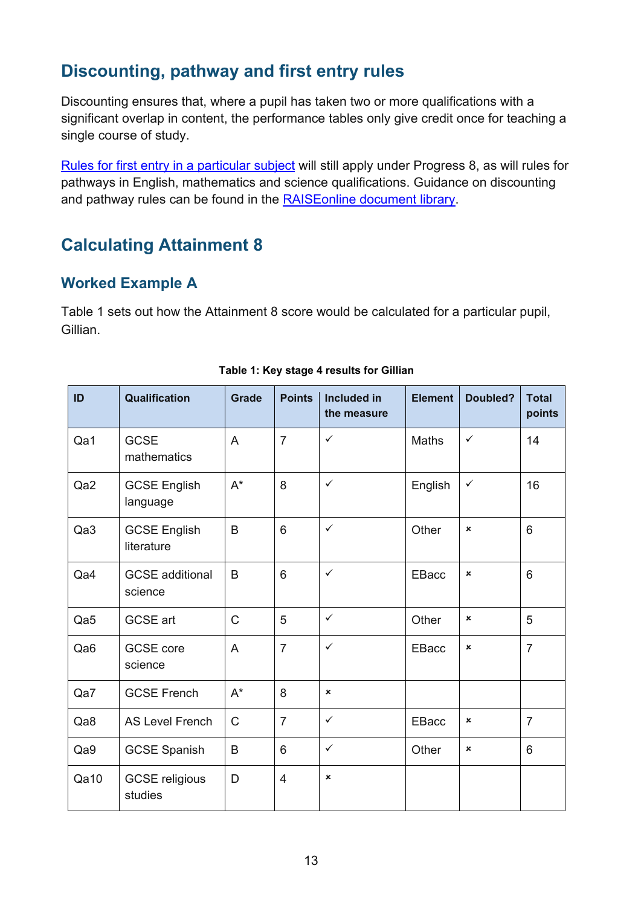## Discounting, pathway and first entry rules

Discounting ensures that, where a pupil has taken two or more qualifications with a significant overlap in content, the performance tables only give credit once for teaching a single course of study.

[Rules for first entry in a particular subject](#) will still apply under Progress 8, as will rules for pathways in English, mathematics and science qualifications. Guidance on discounting and pathway rules can be found in the [RAISEonline document library](#).

## Calculating Attainment 8

### Worked Example A

Table 1 sets out how the Attainment 8 score would be calculated for a particular pupil, Gillian.

**Table 1: Key stage 4 results for Gillian**

| ID | Qualification | Grade | Points | Included in the measure | Element | Doubled? | Total points |
|---|---|---|---|---|---|---|---|
| Qa1 | GCSE mathematics | A | 7 | ✓ | Maths | ✓ | 14 |
| Qa2 | GCSE English language | A* | 8 | ✓ | English | ✓ | 16 |
| Qa3 | GCSE English literature | B | 6 | ✓ | Other | × | 6 |
| Qa4 | GCSE additional science | B | 6 | ✓ | EBacc | × | 6 |
| Qa5 | GCSE art | C | 5 | ✓ | Other | × | 5 |
| Qa6 | GCSE core science | A | 7 | ✓ | EBacc | × | 7 |
| Qa7 | GCSE French | A* | 8 | × | | | |
| Qa8 | AS Level French | C | 7 | ✓ | EBacc | × | 7 |
| Qa9 | GCSE Spanish | B | 6 | ✓ | Other | × | 6 |
| Qa10 | GCSE religious studies | D | 4 | × | | | |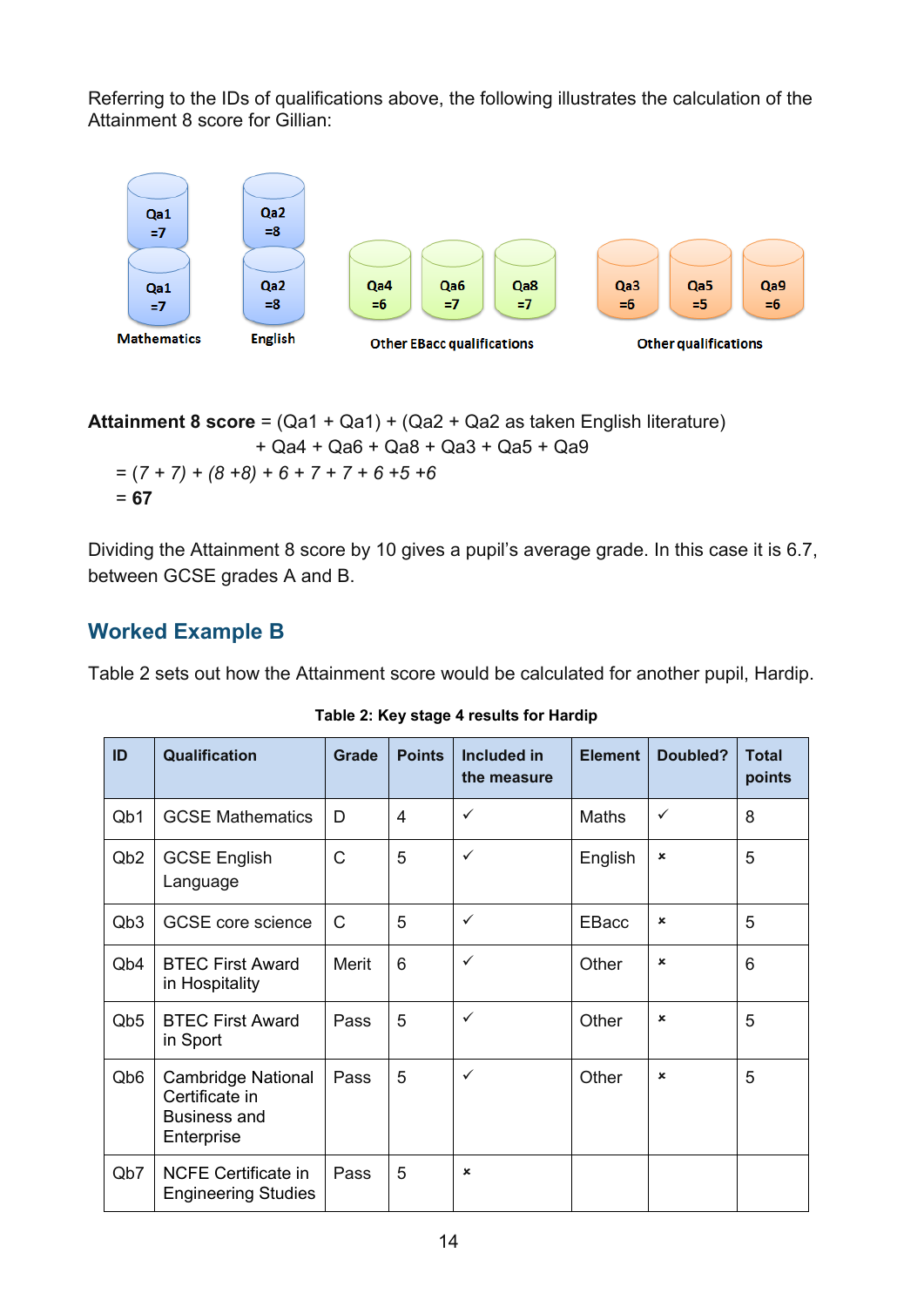Referring to the IDs of qualifications above, the following illustrates the calculation of the Attainment 8 score for Gillian:

| Mathematics | English | Other EBacc qualifications | | | Other qualifications | | |
|---|---|---|---|---|---|---|---|
| Qa1 =7 | Qa2 =8 | | | | | | |
| Qa1 =7 | Qa2 =8 | Qa4 =6 | Qa6 =7 | Qa8 =7 | Qa3 =6 | Qa5 =5 | Qa9 =6 |

**Attainment 8 score** = (Qa1 + Qa1) + (Qa2 + Qa2 as taken English literature) + Qa4 + Qa6 + Qa8 + Qa3 + Qa5 + Qa9

= *(7 + 7) + (8 +8) + 6 + 7 + 7 + 6 +5 +6*

= **67**

Dividing the Attainment 8 score by 10 gives a pupil's average grade. In this case it is 6.7, between GCSE grades A and B.

## Worked Example B

Table 2 sets out how the Attainment score would be calculated for another pupil, Hardip.

**Table 2: Key stage 4 results for Hardip**

| ID | Qualification | Grade | Points | Included in the measure | Element | Doubled? | Total points |
|---|---|---|---|---|---|---|---|
| Qb1 | GCSE Mathematics | D | 4 | ✓ | Maths | ✓ | 8 |
| Qb2 | GCSE English Language | C | 5 | ✓ | English | × | 5 |
| Qb3 | GCSE core science | C | 5 | ✓ | EBacc | × | 5 |
| Qb4 | BTEC First Award in Hospitality | Merit | 6 | ✓ | Other | × | 6 |
| Qb5 | BTEC First Award in Sport | Pass | 5 | ✓ | Other | × | 5 |
| Qb6 | Cambridge National Certificate in Business and Enterprise | Pass | 5 | ✓ | Other | × | 5 |
| Qb7 | NCFE Certificate in Engineering Studies | Pass | 5 | × | | | |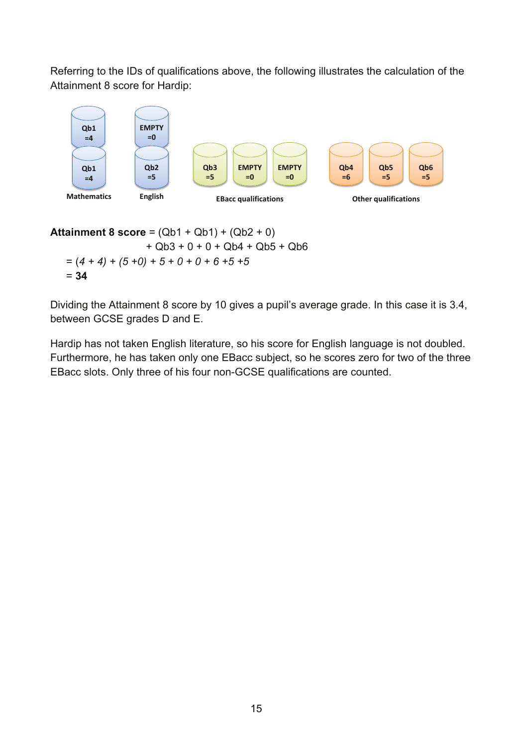Referring to the IDs of qualifications above, the following illustrates the calculation of the Attainment 8 score for Hardip:

| Mathematics | English | EBacc qualifications | | | Other qualifications | | |
|---|---|---|---|---|---|---|---|
| Qb1 =4 | EMPTY =0 | | | | | | |
| Qb1 =4 | Qb2 =5 | Qb3 =5 | EMPTY =0 | EMPTY =0 | Qb4 =6 | Qb5 =5 | Qb6 =5 |

**Attainment 8 score** = (Qb1 + Qb1) + (Qb2 + 0)
+ Qb3 + 0 + 0 + Qb4 + Qb5 + Qb6
= *(4 + 4) + (5 +0) + 5 + 0 + 0 + 6 +5 +5*
= **34**

Dividing the Attainment 8 score by 10 gives a pupil's average grade. In this case it is 3.4, between GCSE grades D and E.

Hardip has not taken English literature, so his score for English language is not doubled. Furthermore, he has taken only one EBacc subject, so he scores zero for two of the three EBacc slots. Only three of his four non-GCSE qualifications are counted.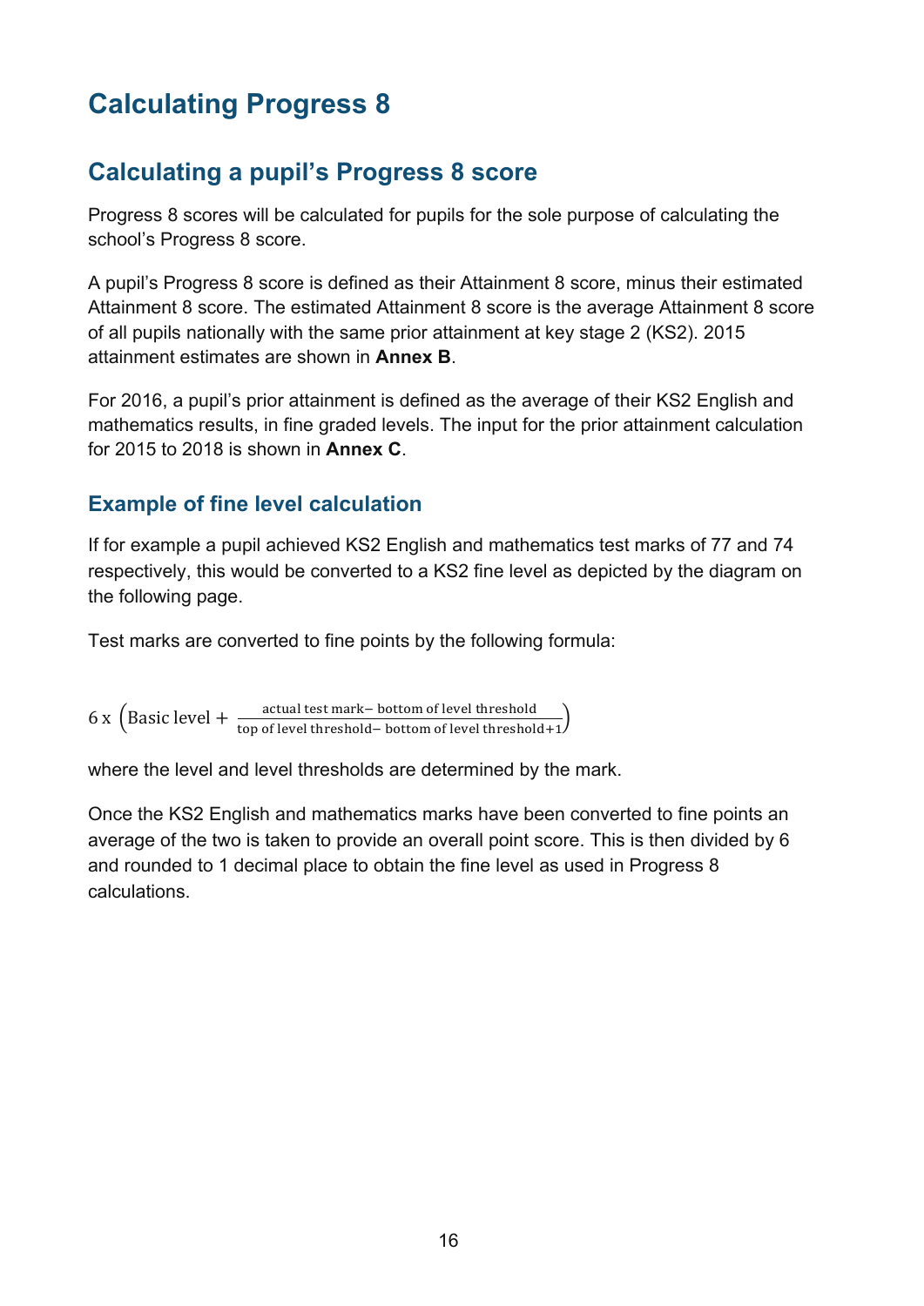# Calculating Progress 8

## Calculating a pupil's Progress 8 score

Progress 8 scores will be calculated for pupils for the sole purpose of calculating the school's Progress 8 score.

A pupil's Progress 8 score is defined as their Attainment 8 score, minus their estimated Attainment 8 score. The estimated Attainment 8 score is the average Attainment 8 score of all pupils nationally with the same prior attainment at key stage 2 (KS2). 2015 attainment estimates are shown in **Annex B**.

For 2016, a pupil's prior attainment is defined as the average of their KS2 English and mathematics results, in fine graded levels. The input for the prior attainment calculation for 2015 to 2018 is shown in **Annex C**.

### Example of fine level calculation

If for example a pupil achieved KS2 English and mathematics test marks of 77 and 74 respectively, this would be converted to a KS2 fine level as depicted by the diagram on the following page.

Test marks are converted to fine points by the following formula:

$$6 \text{ x } \left(\text{Basic level} + \frac{\text{actual test mark} - \text{ bottom of level threshold}}{\text{top of level threshold} - \text{ bottom of level threshold} + 1}\right)$$

where the level and level thresholds are determined by the mark.

Once the KS2 English and mathematics marks have been converted to fine points an average of the two is taken to provide an overall point score. This is then divided by 6 and rounded to 1 decimal place to obtain the fine level as used in Progress 8 calculations.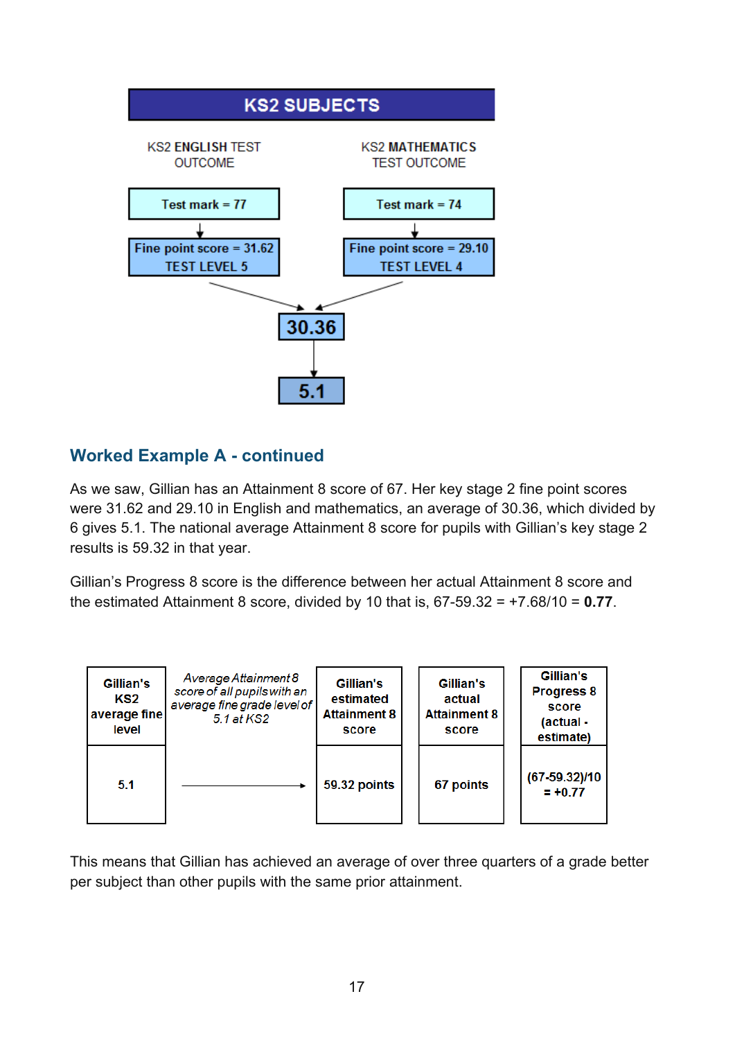**KS2 SUBJECTS**

| KS2 ENGLISH TEST OUTCOME | KS2 MATHEMATICS TEST OUTCOME |
|---|---|
| Test mark = 77 | Test mark = 74 |
| Fine point score = 31.62<br>TEST LEVEL 5 | Fine point score = 29.10<br>TEST LEVEL 4 |

30.36

5.1

## Worked Example A - continued

As we saw, Gillian has an Attainment 8 score of 67. Her key stage 2 fine point scores were 31.62 and 29.10 in English and mathematics, an average of 30.36, which divided by 6 gives 5.1. The national average Attainment 8 score for pupils with Gillian's key stage 2 results is 59.32 in that year.

Gillian's Progress 8 score is the difference between her actual Attainment 8 score and the estimated Attainment 8 score, divided by 10 that is, 67-59.32 = +7.68/10 = **0.77**.

| Gillian's KS2 average fine level | *Average Attainment 8 score of all pupils with an average fine grade level of 5.1 at KS2* | Gillian's estimated Attainment 8 score | Gillian's actual Attainment 8 score | Gillian's Progress 8 score (actual - estimate) |
|---|---|---|---|---|
| 5.1 | → | 59.32 points | 67 points | (67-59.32)/10 = +0.77 |

This means that Gillian has achieved an average of over three quarters of a grade better per subject than other pupils with the same prior attainment.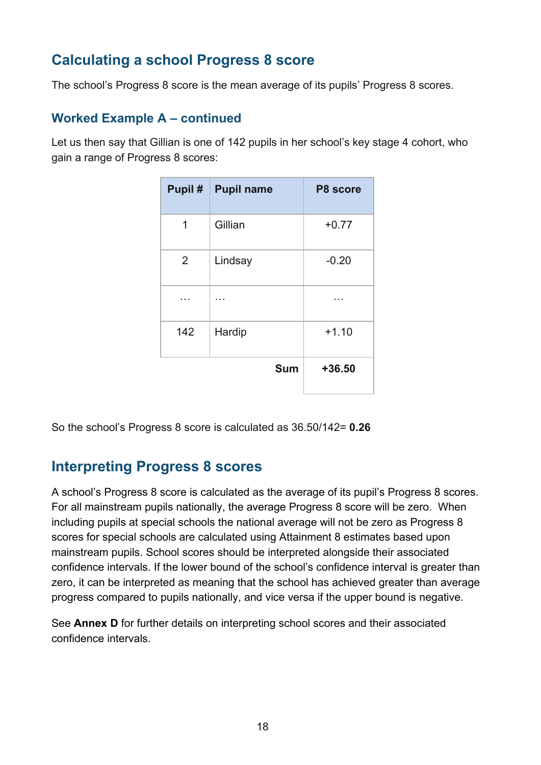## Calculating a school Progress 8 score

The school's Progress 8 score is the mean average of its pupils' Progress 8 scores.

### Worked Example A – continued

Let us then say that Gillian is one of 142 pupils in her school's key stage 4 cohort, who gain a range of Progress 8 scores:

| Pupil # | Pupil name | P8 score |
|---|---|---|
| 1 | Gillian | +0.77 |
| 2 | Lindsay | -0.20 |
| … | … | … |
| 142 | Hardip | +1.10 |
| | **Sum** | **+36.50** |

So the school's Progress 8 score is calculated as 36.50/142= **0.26**

## Interpreting Progress 8 scores

A school's Progress 8 score is calculated as the average of its pupil's Progress 8 scores. For all mainstream pupils nationally, the average Progress 8 score will be zero. When including pupils at special schools the national average will not be zero as Progress 8 scores for special schools are calculated using Attainment 8 estimates based upon mainstream pupils. School scores should be interpreted alongside their associated confidence intervals. If the lower bound of the school's confidence interval is greater than zero, it can be interpreted as meaning that the school has achieved greater than average progress compared to pupils nationally, and vice versa if the upper bound is negative.

See **Annex D** for further details on interpreting school scores and their associated confidence intervals.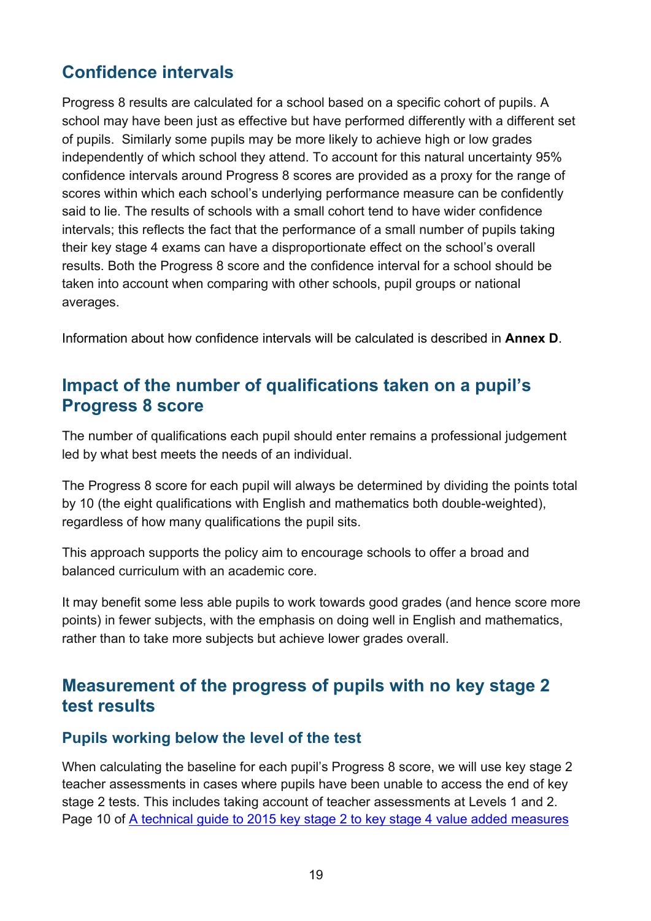## Confidence intervals

Progress 8 results are calculated for a school based on a specific cohort of pupils. A school may have been just as effective but have performed differently with a different set of pupils. Similarly some pupils may be more likely to achieve high or low grades independently of which school they attend. To account for this natural uncertainty 95% confidence intervals around Progress 8 scores are provided as a proxy for the range of scores within which each school's underlying performance measure can be confidently said to lie. The results of schools with a small cohort tend to have wider confidence intervals; this reflects the fact that the performance of a small number of pupils taking their key stage 4 exams can have a disproportionate effect on the school's overall results. Both the Progress 8 score and the confidence interval for a school should be taken into account when comparing with other schools, pupil groups or national averages.

Information about how confidence intervals will be calculated is described in **Annex D**.

## Impact of the number of qualifications taken on a pupil's Progress 8 score

The number of qualifications each pupil should enter remains a professional judgement led by what best meets the needs of an individual.

The Progress 8 score for each pupil will always be determined by dividing the points total by 10 (the eight qualifications with English and mathematics both double-weighted), regardless of how many qualifications the pupil sits.

This approach supports the policy aim to encourage schools to offer a broad and balanced curriculum with an academic core.

It may benefit some less able pupils to work towards good grades (and hence score more points) in fewer subjects, with the emphasis on doing well in English and mathematics, rather than to take more subjects but achieve lower grades overall.

## Measurement of the progress of pupils with no key stage 2 test results

### Pupils working below the level of the test

When calculating the baseline for each pupil's Progress 8 score, we will use key stage 2 teacher assessments in cases where pupils have been unable to access the end of key stage 2 tests. This includes taking account of teacher assessments at Levels 1 and 2. Page 10 of [A technical guide to 2015 key stage 2 to key stage 4 value added measures]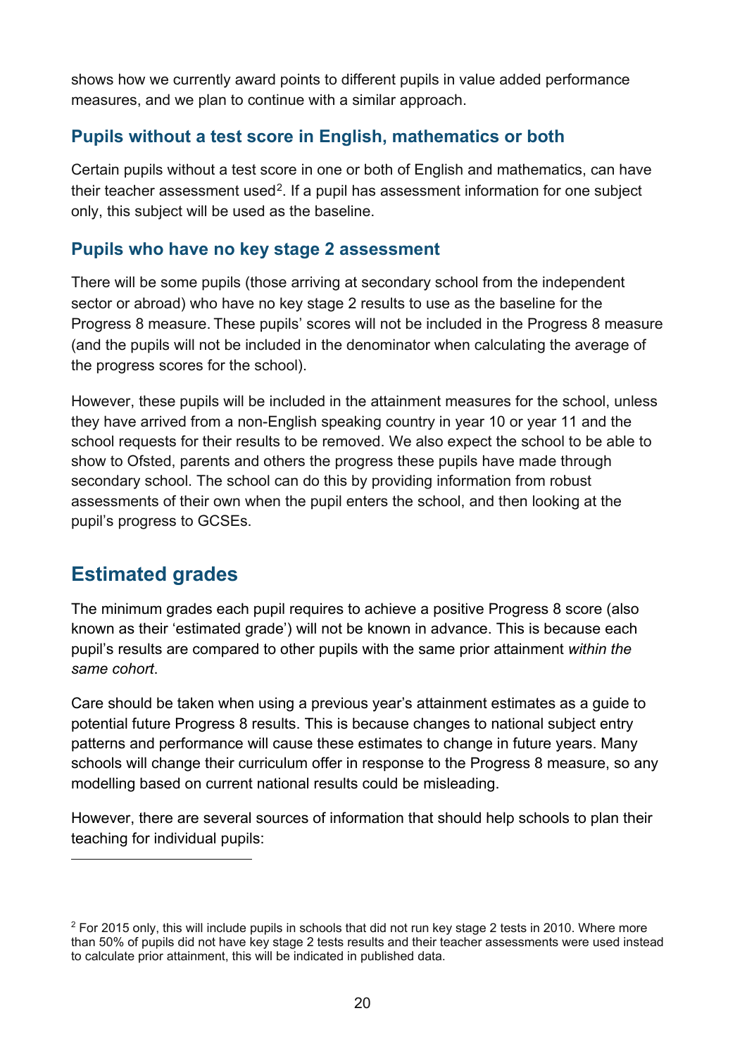shows how we currently award points to different pupils in value added performance measures, and we plan to continue with a similar approach.

### Pupils without a test score in English, mathematics or both

Certain pupils without a test score in one or both of English and mathematics, can have their teacher assessment used[2]. If a pupil has assessment information for one subject only, this subject will be used as the baseline.

### Pupils who have no key stage 2 assessment

There will be some pupils (those arriving at secondary school from the independent sector or abroad) who have no key stage 2 results to use as the baseline for the Progress 8 measure. These pupils' scores will not be included in the Progress 8 measure (and the pupils will not be included in the denominator when calculating the average of the progress scores for the school).

However, these pupils will be included in the attainment measures for the school, unless they have arrived from a non-English speaking country in year 10 or year 11 and the school requests for their results to be removed. We also expect the school to be able to show to Ofsted, parents and others the progress these pupils have made through secondary school. The school can do this by providing information from robust assessments of their own when the pupil enters the school, and then looking at the pupil's progress to GCSEs.

## Estimated grades

The minimum grades each pupil requires to achieve a positive Progress 8 score (also known as their 'estimated grade') will not be known in advance. This is because each pupil's results are compared to other pupils with the same prior attainment *within the same cohort*.

Care should be taken when using a previous year's attainment estimates as a guide to potential future Progress 8 results. This is because changes to national subject entry patterns and performance will cause these estimates to change in future years. Many schools will change their curriculum offer in response to the Progress 8 measure, so any modelling based on current national results could be misleading.

However, there are several sources of information that should help schools to plan their teaching for individual pupils:

---

[2] For 2015 only, this will include pupils in schools that did not run key stage 2 tests in 2010. Where more than 50% of pupils did not have key stage 2 tests results and their teacher assessments were used instead to calculate prior attainment, this will be indicated in published data.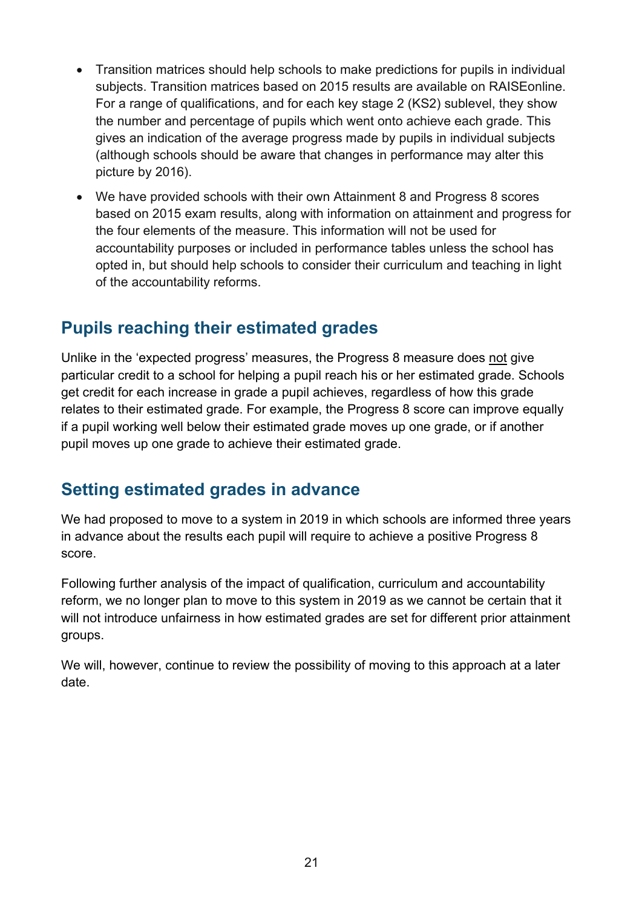- Transition matrices should help schools to make predictions for pupils in individual subjects. Transition matrices based on 2015 results are available on RAISEonline. For a range of qualifications, and for each key stage 2 (KS2) sublevel, they show the number and percentage of pupils which went onto achieve each grade. This gives an indication of the average progress made by pupils in individual subjects (although schools should be aware that changes in performance may alter this picture by 2016).
- We have provided schools with their own Attainment 8 and Progress 8 scores based on 2015 exam results, along with information on attainment and progress for the four elements of the measure. This information will not be used for accountability purposes or included in performance tables unless the school has opted in, but should help schools to consider their curriculum and teaching in light of the accountability reforms.

## Pupils reaching their estimated grades

Unlike in the 'expected progress' measures, the Progress 8 measure does not give particular credit to a school for helping a pupil reach his or her estimated grade. Schools get credit for each increase in grade a pupil achieves, regardless of how this grade relates to their estimated grade. For example, the Progress 8 score can improve equally if a pupil working well below their estimated grade moves up one grade, or if another pupil moves up one grade to achieve their estimated grade.

## Setting estimated grades in advance

We had proposed to move to a system in 2019 in which schools are informed three years in advance about the results each pupil will require to achieve a positive Progress 8 score.

Following further analysis of the impact of qualification, curriculum and accountability reform, we no longer plan to move to this system in 2019 as we cannot be certain that it will not introduce unfairness in how estimated grades are set for different prior attainment groups.

We will, however, continue to review the possibility of moving to this approach at a later date.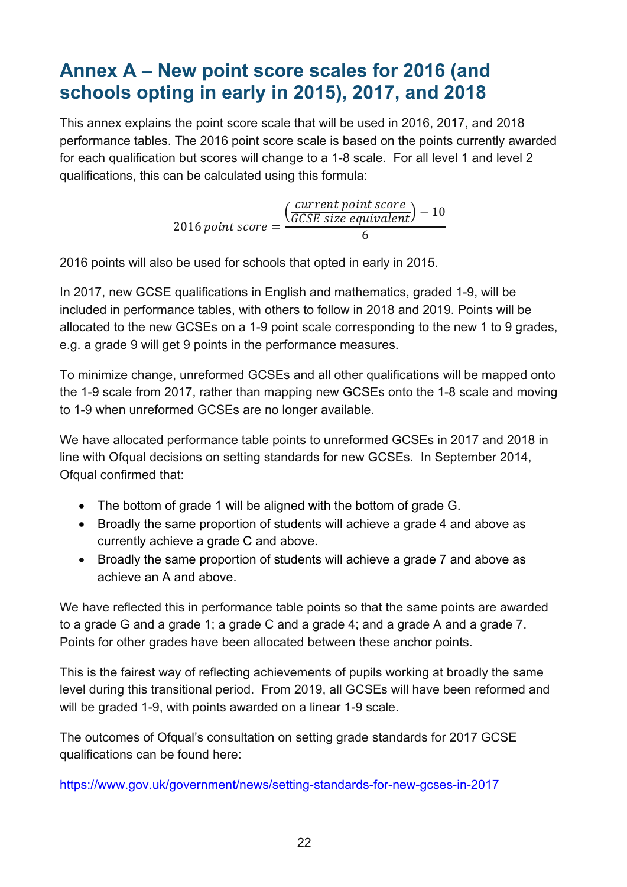## Annex A – New point score scales for 2016 (and schools opting in early in 2015), 2017, and 2018

This annex explains the point score scale that will be used in 2016, 2017, and 2018 performance tables. The 2016 point score scale is based on the points currently awarded for each qualification but scores will change to a 1-8 scale. For all level 1 and level 2 qualifications, this can be calculated using this formula:

$$2016\ point\ score = \frac{\left(\frac{current\ point\ score}{GCSE\ size\ equivalent}\right) - 10}{6}$$

2016 points will also be used for schools that opted in early in 2015.

In 2017, new GCSE qualifications in English and mathematics, graded 1-9, will be included in performance tables, with others to follow in 2018 and 2019. Points will be allocated to the new GCSEs on a 1-9 point scale corresponding to the new 1 to 9 grades, e.g. a grade 9 will get 9 points in the performance measures.

To minimize change, unreformed GCSEs and all other qualifications will be mapped onto the 1-9 scale from 2017, rather than mapping new GCSEs onto the 1-8 scale and moving to 1-9 when unreformed GCSEs are no longer available.

We have allocated performance table points to unreformed GCSEs in 2017 and 2018 in line with Ofqual decisions on setting standards for new GCSEs. In September 2014, Ofqual confirmed that:

- The bottom of grade 1 will be aligned with the bottom of grade G.
- Broadly the same proportion of students will achieve a grade 4 and above as currently achieve a grade C and above.
- Broadly the same proportion of students will achieve a grade 7 and above as achieve an A and above.

We have reflected this in performance table points so that the same points are awarded to a grade G and a grade 1; a grade C and a grade 4; and a grade A and a grade 7. Points for other grades have been allocated between these anchor points.

This is the fairest way of reflecting achievements of pupils working at broadly the same level during this transitional period. From 2019, all GCSEs will have been reformed and will be graded 1-9, with points awarded on a linear 1-9 scale.

The outcomes of Ofqual's consultation on setting grade standards for 2017 GCSE qualifications can be found here:

https://www.gov.uk/government/news/setting-standards-for-new-gcses-in-2017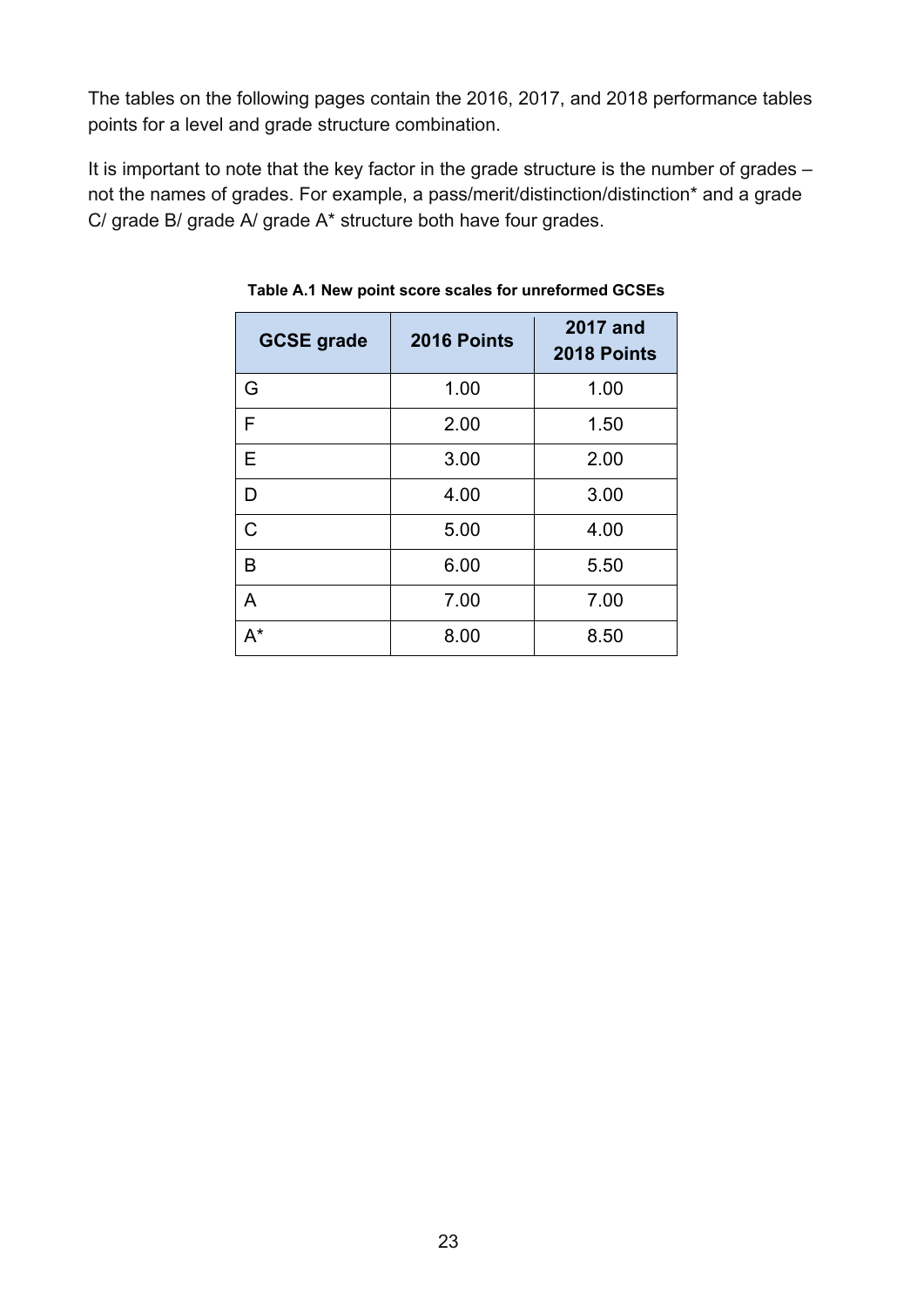The tables on the following pages contain the 2016, 2017, and 2018 performance tables points for a level and grade structure combination.

It is important to note that the key factor in the grade structure is the number of grades – not the names of grades. For example, a pass/merit/distinction/distinction* and a grade C/ grade B/ grade A/ grade A* structure both have four grades.

**Table A.1 New point score scales for unreformed GCSEs**

| GCSE grade | 2016 Points | 2017 and 2018 Points |
|---|---|---|
| G | 1.00 | 1.00 |
| F | 2.00 | 1.50 |
| E | 3.00 | 2.00 |
| D | 4.00 | 3.00 |
| C | 5.00 | 4.00 |
| B | 6.00 | 5.50 |
| A | 7.00 | 7.00 |
| A* | 8.00 | 8.50 |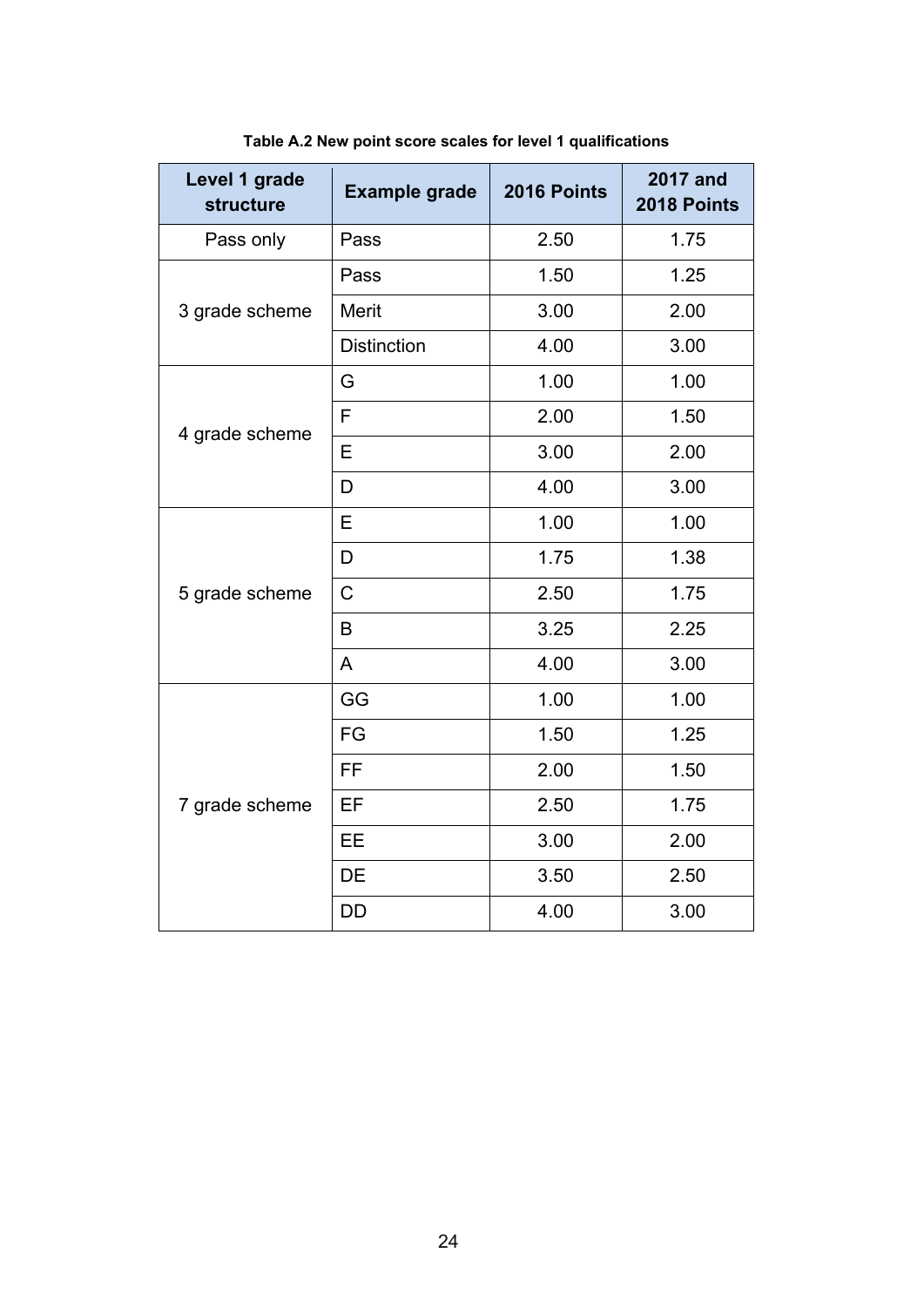**Table A.2 New point score scales for level 1 qualifications**

| Level 1 grade structure | Example grade | 2016 Points | 2017 and 2018 Points |
|---|---|---|---|
| Pass only | Pass | 2.50 | 1.75 |
| 3 grade scheme | Pass | 1.50 | 1.25 |
| | Merit | 3.00 | 2.00 |
| | Distinction | 4.00 | 3.00 |
| 4 grade scheme | G | 1.00 | 1.00 |
| | F | 2.00 | 1.50 |
| | E | 3.00 | 2.00 |
| | D | 4.00 | 3.00 |
| 5 grade scheme | E | 1.00 | 1.00 |
| | D | 1.75 | 1.38 |
| | C | 2.50 | 1.75 |
| | B | 3.25 | 2.25 |
| | A | 4.00 | 3.00 |
| 7 grade scheme | GG | 1.00 | 1.00 |
| | FG | 1.50 | 1.25 |
| | FF | 2.00 | 1.50 |
| | EF | 2.50 | 1.75 |
| | EE | 3.00 | 2.00 |
| | DE | 3.50 | 2.50 |
| | DD | 4.00 | 3.00 |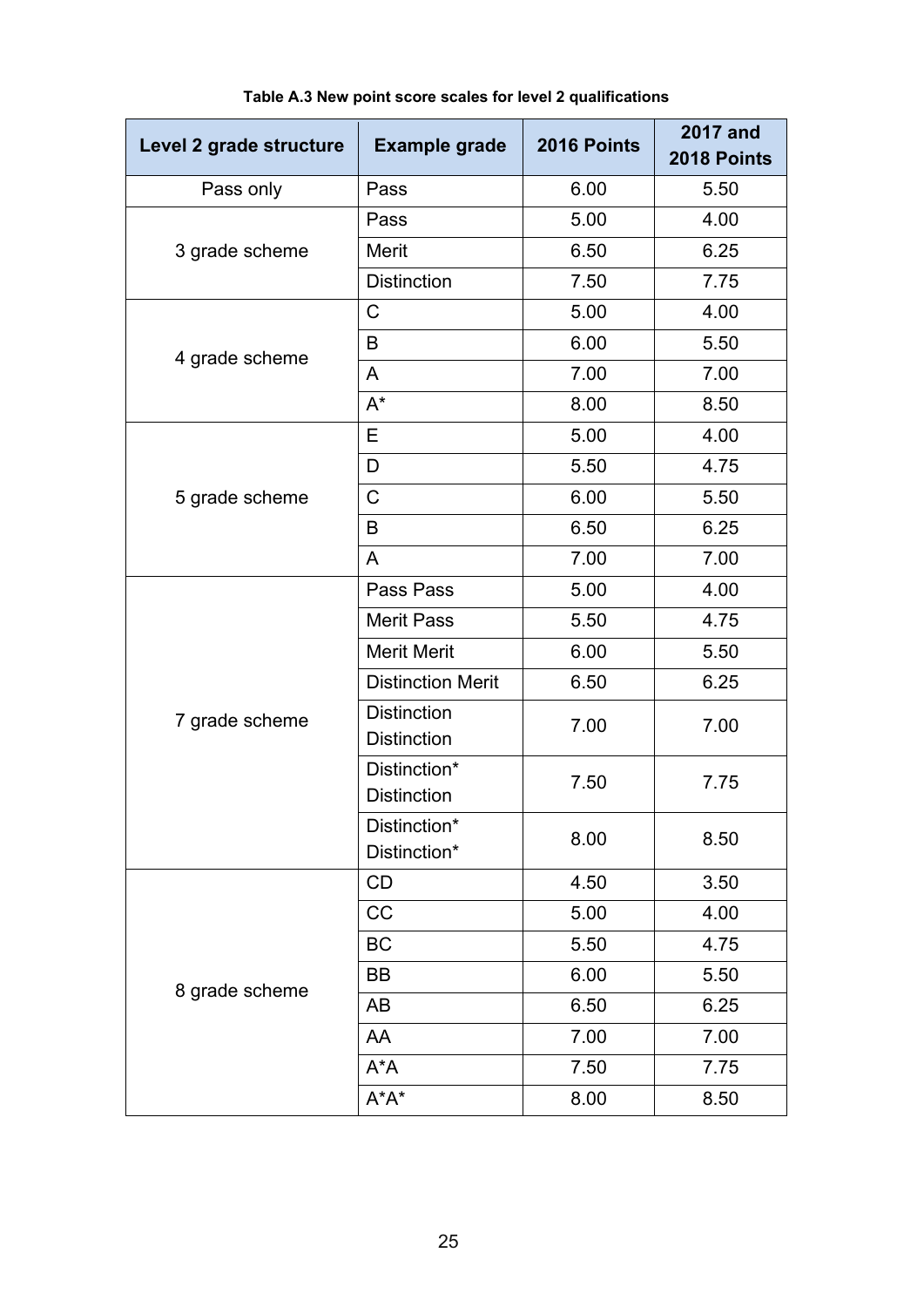**Table A.3 New point score scales for level 2 qualifications**

| Level 2 grade structure | Example grade | 2016 Points | 2017 and 2018 Points |
|---|---|---|---|
| Pass only | Pass | 6.00 | 5.50 |
| 3 grade scheme | Pass | 5.00 | 4.00 |
| | Merit | 6.50 | 6.25 |
| | Distinction | 7.50 | 7.75 |
| 4 grade scheme | C | 5.00 | 4.00 |
| | B | 6.00 | 5.50 |
| | A | 7.00 | 7.00 |
| | A* | 8.00 | 8.50 |
| 5 grade scheme | E | 5.00 | 4.00 |
| | D | 5.50 | 4.75 |
| | C | 6.00 | 5.50 |
| | B | 6.50 | 6.25 |
| | A | 7.00 | 7.00 |
| 7 grade scheme | Pass Pass | 5.00 | 4.00 |
| | Merit Pass | 5.50 | 4.75 |
| | Merit Merit | 6.00 | 5.50 |
| | Distinction Merit | 6.50 | 6.25 |
| | Distinction Distinction | 7.00 | 7.00 |
| | Distinction* Distinction | 7.50 | 7.75 |
| | Distinction* Distinction* | 8.00 | 8.50 |
| 8 grade scheme | CD | 4.50 | 3.50 |
| | CC | 5.00 | 4.00 |
| | BC | 5.50 | 4.75 |
| | BB | 6.00 | 5.50 |
| | AB | 6.50 | 6.25 |
| | AA | 7.00 | 7.00 |
| | A*A | 7.50 | 7.75 |
| | A*A* | 8.00 | 8.50 |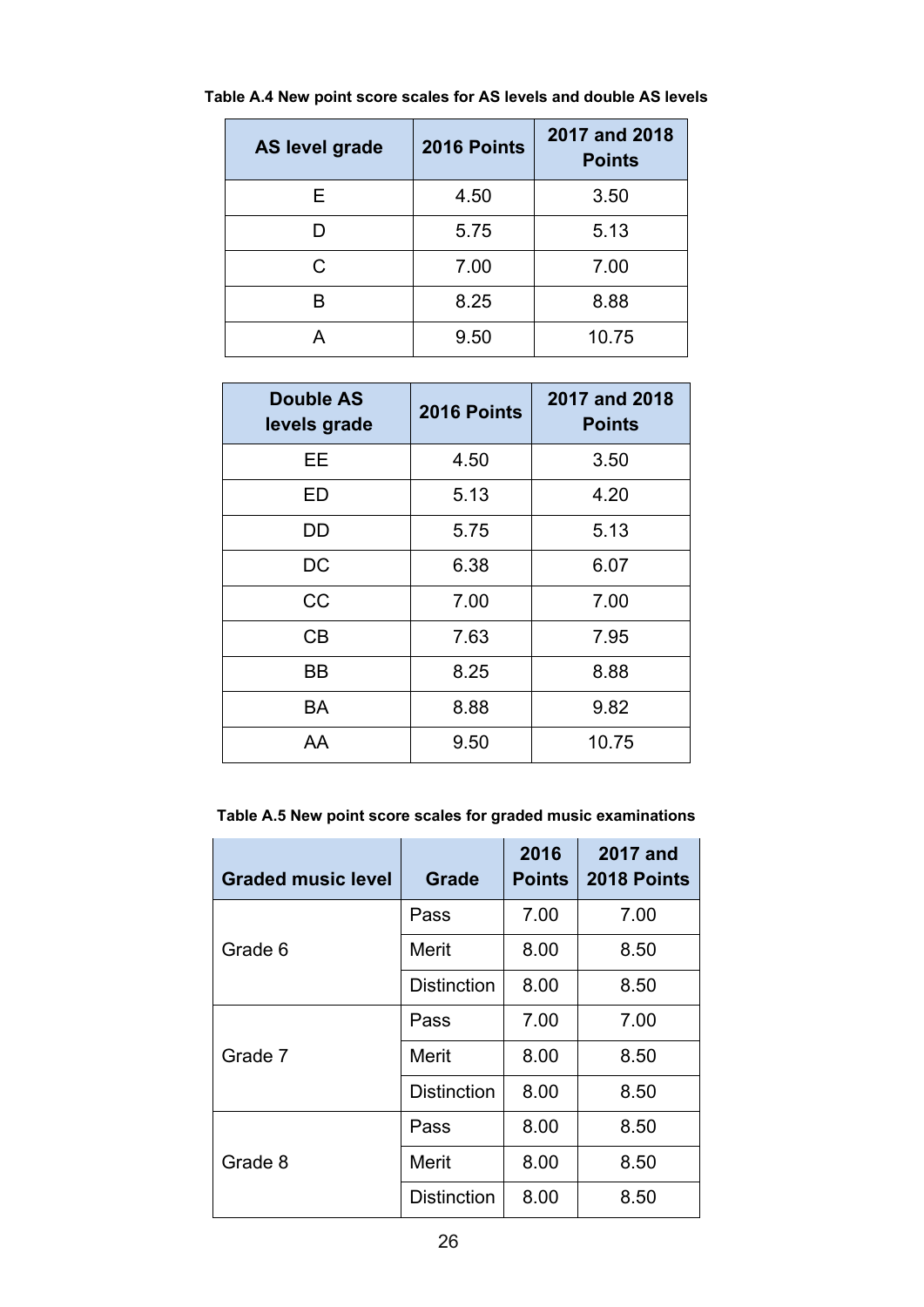**Table A.4 New point score scales for AS levels and double AS levels**

| AS level grade | 2016 Points | 2017 and 2018 Points |
|---|---|---|
| E | 4.50 | 3.50 |
| D | 5.75 | 5.13 |
| C | 7.00 | 7.00 |
| B | 8.25 | 8.88 |
| A | 9.50 | 10.75 |

| Double AS levels grade | 2016 Points | 2017 and 2018 Points |
|---|---|---|
| EE | 4.50 | 3.50 |
| ED | 5.13 | 4.20 |
| DD | 5.75 | 5.13 |
| DC | 6.38 | 6.07 |
| CC | 7.00 | 7.00 |
| CB | 7.63 | 7.95 |
| BB | 8.25 | 8.88 |
| BA | 8.88 | 9.82 |
| AA | 9.50 | 10.75 |

**Table A.5 New point score scales for graded music examinations**

| Graded music level | Grade | 2016 Points | 2017 and 2018 Points |
|---|---|---|---|
| Grade 6 | Pass | 7.00 | 7.00 |
| | Merit | 8.00 | 8.50 |
| | Distinction | 8.00 | 8.50 |
| Grade 7 | Pass | 7.00 | 7.00 |
| | Merit | 8.00 | 8.50 |
| | Distinction | 8.00 | 8.50 |
| Grade 8 | Pass | 8.00 | 8.50 |
| | Merit | 8.00 | 8.50 |
| | Distinction | 8.00 | 8.50 |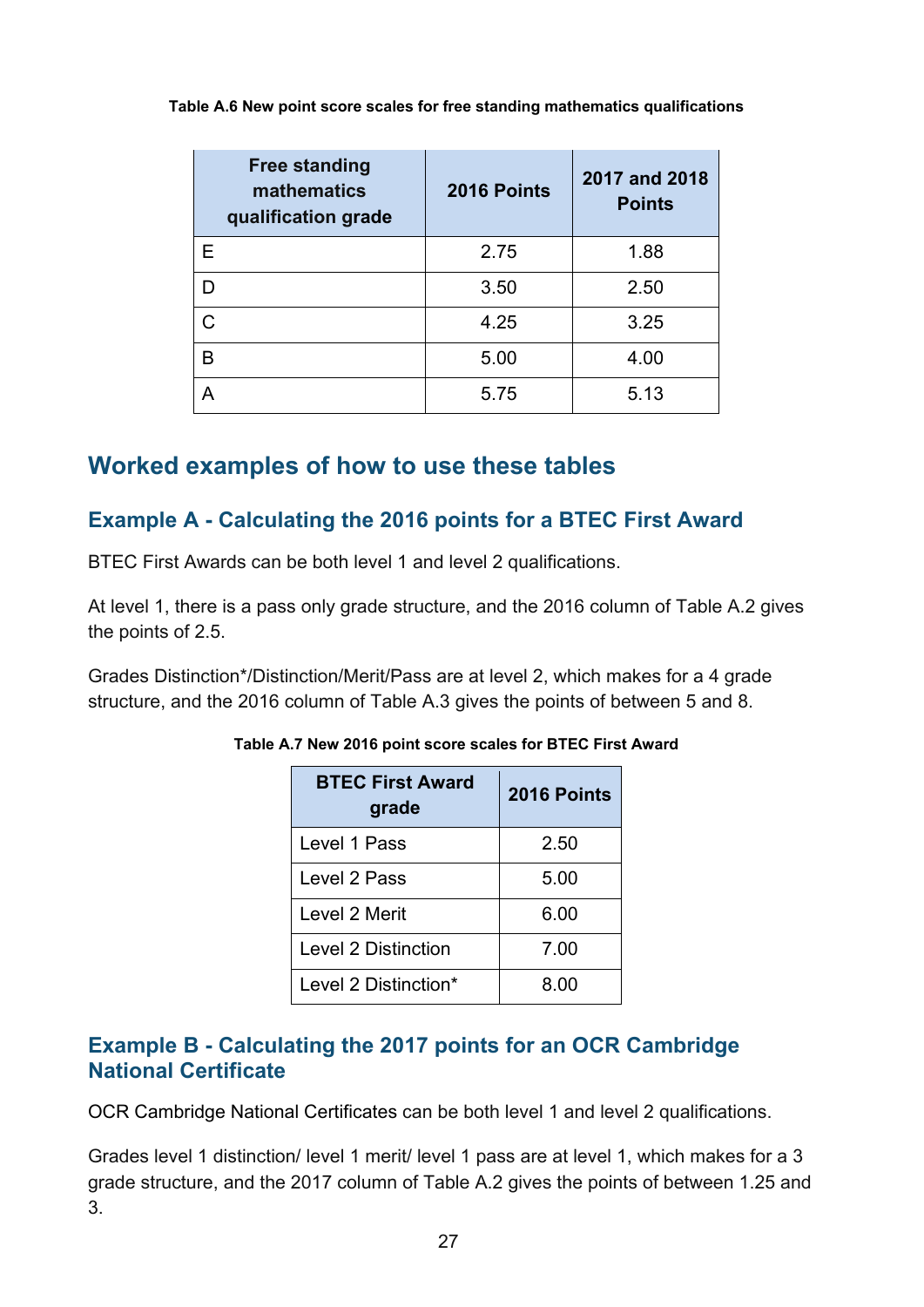**Table A.6 New point score scales for free standing mathematics qualifications**

| Free standing mathematics qualification grade | 2016 Points | 2017 and 2018 Points |
|---|---|---|
| E | 2.75 | 1.88 |
| D | 3.50 | 2.50 |
| C | 4.25 | 3.25 |
| B | 5.00 | 4.00 |
| A | 5.75 | 5.13 |

## Worked examples of how to use these tables

### Example A - Calculating the 2016 points for a BTEC First Award

BTEC First Awards can be both level 1 and level 2 qualifications.

At level 1, there is a pass only grade structure, and the 2016 column of Table A.2 gives the points of 2.5.

Grades Distinction*/Distinction/Merit/Pass are at level 2, which makes for a 4 grade structure, and the 2016 column of Table A.3 gives the points of between 5 and 8.

**Table A.7 New 2016 point score scales for BTEC First Award**

| BTEC First Award grade | 2016 Points |
|---|---|
| Level 1 Pass | 2.50 |
| Level 2 Pass | 5.00 |
| Level 2 Merit | 6.00 |
| Level 2 Distinction | 7.00 |
| Level 2 Distinction* | 8.00 |

### Example B - Calculating the 2017 points for an OCR Cambridge National Certificate

OCR Cambridge National Certificates can be both level 1 and level 2 qualifications.

Grades level 1 distinction/ level 1 merit/ level 1 pass are at level 1, which makes for a 3 grade structure, and the 2017 column of Table A.2 gives the points of between 1.25 and 3.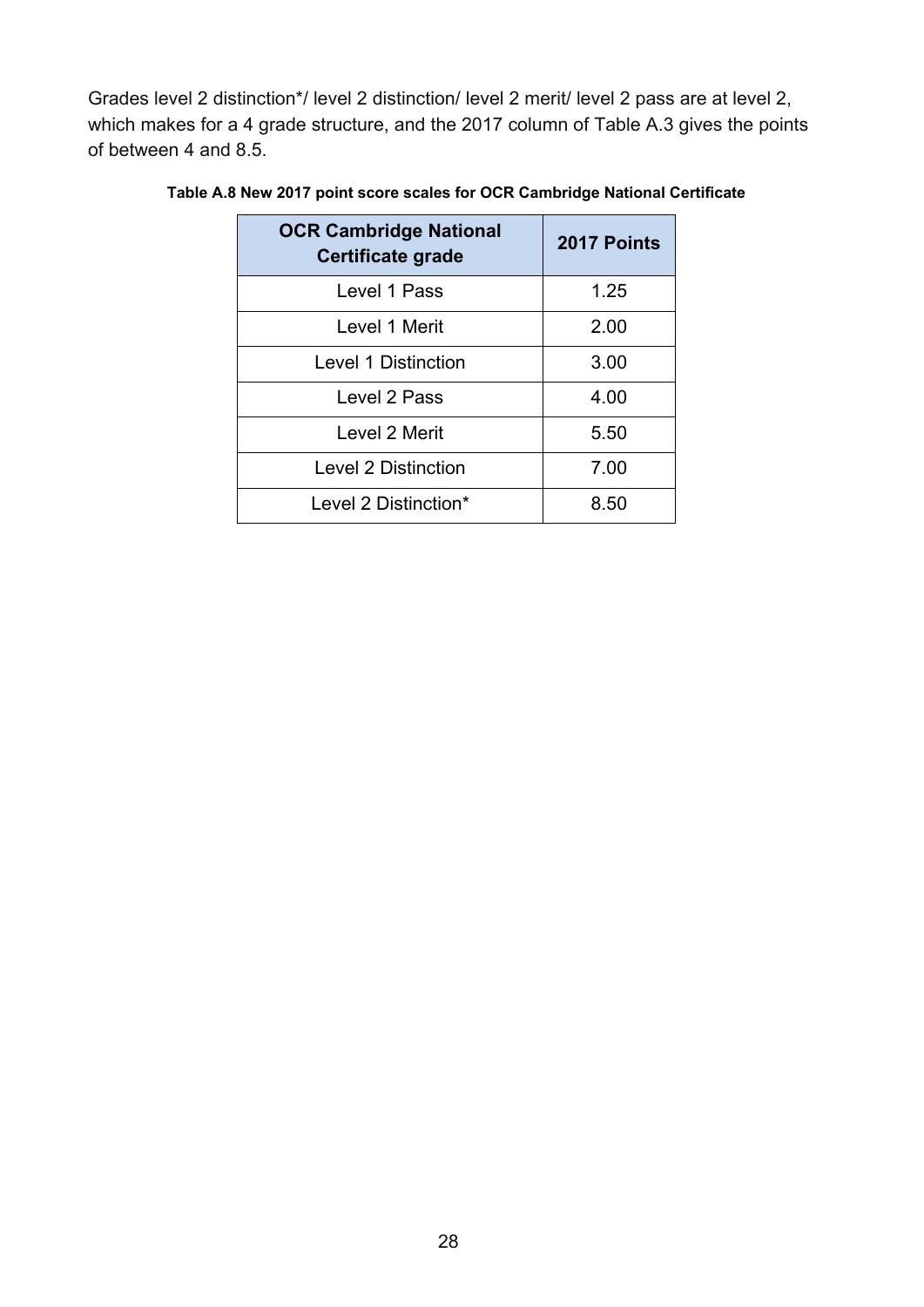Grades level 2 distinction*/ level 2 distinction/ level 2 merit/ level 2 pass are at level 2, which makes for a 4 grade structure, and the 2017 column of Table A.3 gives the points of between 4 and 8.5.

**Table A.8 New 2017 point score scales for OCR Cambridge National Certificate**

| OCR Cambridge National Certificate grade | 2017 Points |
|---|---|
| Level 1 Pass | 1.25 |
| Level 1 Merit | 2.00 |
| Level 1 Distinction | 3.00 |
| Level 2 Pass | 4.00 |
| Level 2 Merit | 5.50 |
| Level 2 Distinction | 7.00 |
| Level 2 Distinction* | 8.50 |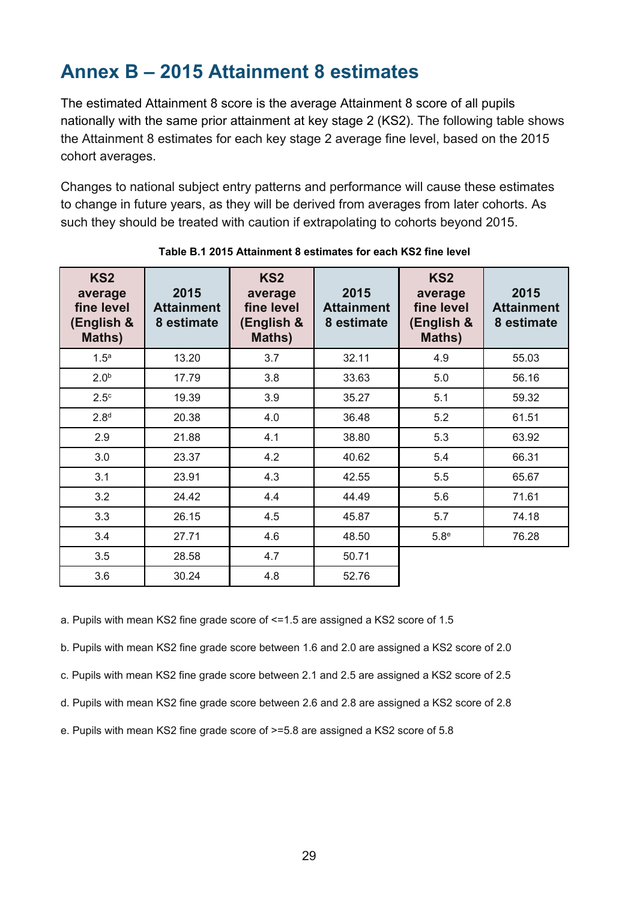## Annex B – 2015 Attainment 8 estimates

The estimated Attainment 8 score is the average Attainment 8 score of all pupils nationally with the same prior attainment at key stage 2 (KS2). The following table shows the Attainment 8 estimates for each key stage 2 average fine level, based on the 2015 cohort averages.

Changes to national subject entry patterns and performance will cause these estimates to change in future years, as they will be derived from averages from later cohorts. As such they should be treated with caution if extrapolating to cohorts beyond 2015.

**Table B.1 2015 Attainment 8 estimates for each KS2 fine level**

| KS2 average fine level (English & Maths) | 2015 Attainment 8 estimate | KS2 average fine level (English & Maths) | 2015 Attainment 8 estimate | KS2 average fine level (English & Maths) | 2015 Attainment 8 estimate |
|---|---|---|---|---|---|
| 1.5[a] | 13.20 | 3.7 | 32.11 | 4.9 | 55.03 |
| 2.0[b] | 17.79 | 3.8 | 33.63 | 5.0 | 56.16 |
| 2.5[c] | 19.39 | 3.9 | 35.27 | 5.1 | 59.32 |
| 2.8[d] | 20.38 | 4.0 | 36.48 | 5.2 | 61.51 |
| 2.9 | 21.88 | 4.1 | 38.80 | 5.3 | 63.92 |
| 3.0 | 23.37 | 4.2 | 40.62 | 5.4 | 66.31 |
| 3.1 | 23.91 | 4.3 | 42.55 | 5.5 | 65.67 |
| 3.2 | 24.42 | 4.4 | 44.49 | 5.6 | 71.61 |
| 3.3 | 26.15 | 4.5 | 45.87 | 5.7 | 74.18 |
| 3.4 | 27.71 | 4.6 | 48.50 | 5.8[e] | 76.28 |
| 3.5 | 28.58 | 4.7 | 50.71 | | |
| 3.6 | 30.24 | 4.8 | 52.76 | | |

a. Pupils with mean KS2 fine grade score of <=1.5 are assigned a KS2 score of 1.5

b. Pupils with mean KS2 fine grade score between 1.6 and 2.0 are assigned a KS2 score of 2.0

c. Pupils with mean KS2 fine grade score between 2.1 and 2.5 are assigned a KS2 score of 2.5

d. Pupils with mean KS2 fine grade score between 2.6 and 2.8 are assigned a KS2 score of 2.8

e. Pupils with mean KS2 fine grade score of >=5.8 are assigned a KS2 score of 5.8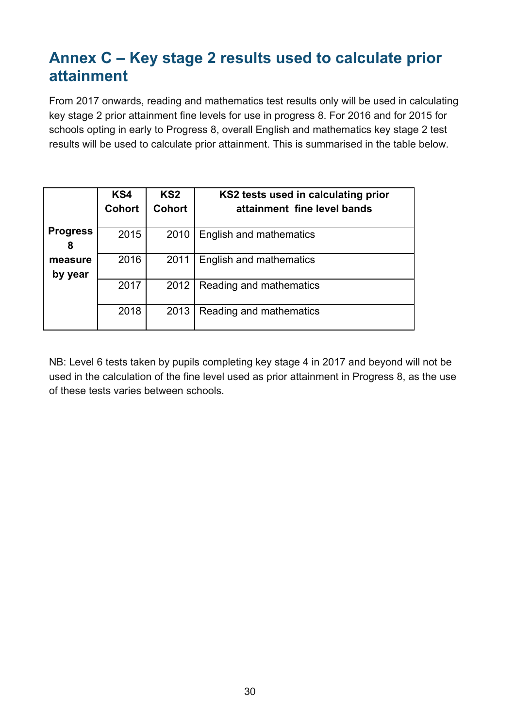## Annex C – Key stage 2 results used to calculate prior attainment

From 2017 onwards, reading and mathematics test results only will be used in calculating key stage 2 prior attainment fine levels for use in progress 8. For 2016 and for 2015 for schools opting in early to Progress 8, overall English and mathematics key stage 2 test results will be used to calculate prior attainment. This is summarised in the table below.

| | KS4 Cohort | KS2 Cohort | KS2 tests used in calculating prior attainment fine level bands |
|---|---|---|---|
| **Progress 8 measure by year** | 2015 | 2010 | English and mathematics |
| | 2016 | 2011 | English and mathematics |
| | 2017 | 2012 | Reading and mathematics |
| | 2018 | 2013 | Reading and mathematics |

NB: Level 6 tests taken by pupils completing key stage 4 in 2017 and beyond will not be used in the calculation of the fine level used as prior attainment in Progress 8, as the use of these tests varies between schools.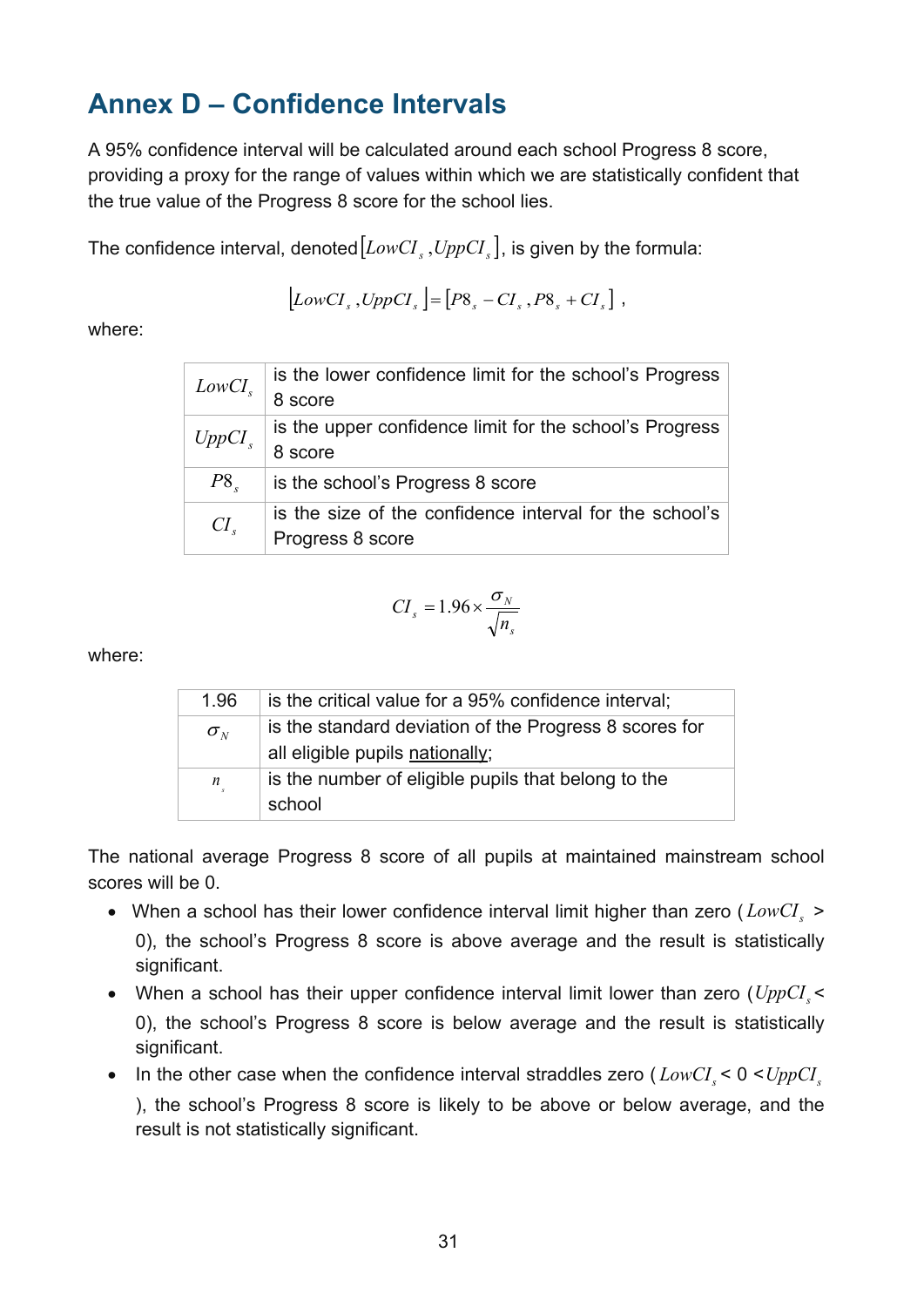## Annex D – Confidence Intervals

A 95% confidence interval will be calculated around each school Progress 8 score, providing a proxy for the range of values within which we are statistically confident that the true value of the Progress 8 score for the school lies.

The confidence interval, denoted $[LowCI_s, UppCI_s]$, is given by the formula:

$$[LowCI_s, UppCI_s] = [P8_s - CI_s, P8_s + CI_s] ,$$

where:

| | |
|---|---|
| $LowCI_s$ | is the lower confidence limit for the school's Progress 8 score |
| $UppCI_s$ | is the upper confidence limit for the school's Progress 8 score |
| $P8_s$ | is the school's Progress 8 score |
| $CI_s$ | is the size of the confidence interval for the school's Progress 8 score |

$$CI_s = 1.96 \times \frac{\sigma_N}{\sqrt{n_s}}$$

where:

| | |
|---|---|
| 1.96 | is the critical value for a 95% confidence interval; |
| $\sigma_N$ | is the standard deviation of the Progress 8 scores for all eligible pupils <u>nationally</u>; |
| $n_s$ | is the number of eligible pupils that belong to the school |

The national average Progress 8 score of all pupils at maintained mainstream school scores will be 0.

- When a school has their lower confidence interval limit higher than zero ($LowCI_s > 0$), the school's Progress 8 score is above average and the result is statistically significant.
- When a school has their upper confidence interval limit lower than zero ($UppCI_s < 0$), the school's Progress 8 score is below average and the result is statistically significant.
- In the other case when the confidence interval straddles zero ($LowCI_s < 0 < UppCI_s$), the school's Progress 8 score is likely to be above or below average, and the result is not statistically significant.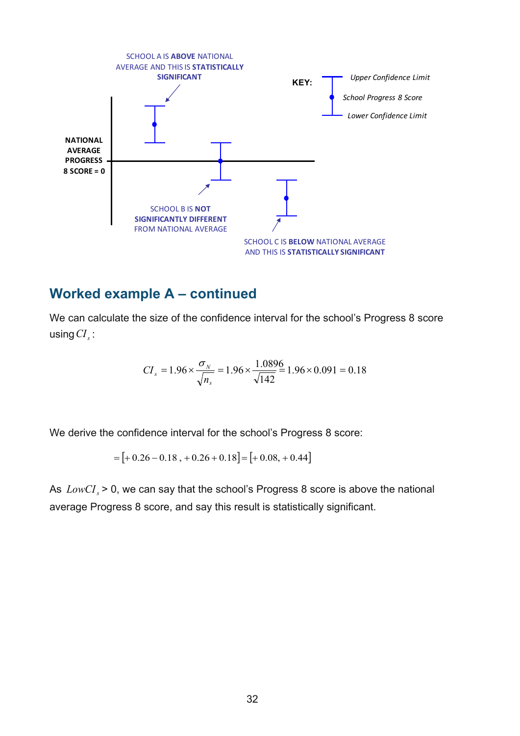SCHOOL A IS **ABOVE** NATIONAL AVERAGE AND THIS IS **STATISTICALLY SIGNIFICANT**

**NATIONAL AVERAGE PROGRESS 8 SCORE = 0**

SCHOOL B IS **NOT SIGNIFICANTLY DIFFERENT** FROM NATIONAL AVERAGE

SCHOOL C IS **BELOW** NATIONAL AVERAGE AND THIS IS **STATISTICALLY SIGNIFICANT**

**KEY:**

*Upper Confidence Limit*

*School Progress 8 Score*

*Lower Confidence Limit*

## Worked example A – continued

We can calculate the size of the confidence interval for the school's Progress 8 score using $CI_s$:

$$CI_s = 1.96 \times \frac{\sigma_N}{\sqrt{n_s}} = 1.96 \times \frac{1.0896}{\sqrt{142}} = 1.96 \times 0.091 = 0.18$$

We derive the confidence interval for the school's Progress 8 score:

$$= [+0.26 - 0.18 \,,\, +0.26 + 0.18] = [+0.08, \, +0.44]$$

As $LowCI_s > 0$, we can say that the school's Progress 8 score is above the national average Progress 8 score, and say this result is statistically significant.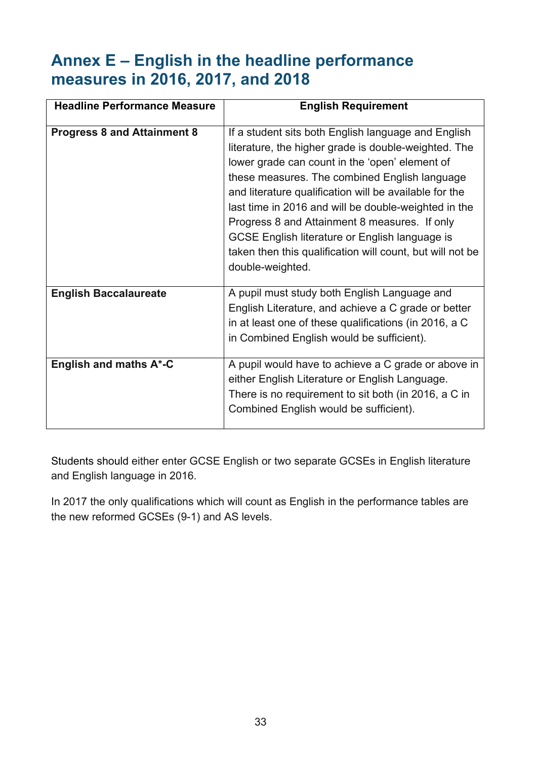## Annex E – English in the headline performance measures in 2016, 2017, and 2018

| Headline Performance Measure | English Requirement |
|---|---|
| **Progress 8 and Attainment 8** | If a student sits both English language and English literature, the higher grade is double-weighted. The lower grade can count in the 'open' element of these measures. The combined English language and literature qualification will be available for the last time in 2016 and will be double-weighted in the Progress 8 and Attainment 8 measures. If only GCSE English literature or English language is taken then this qualification will count, but will not be double-weighted. |
| **English Baccalaureate** | A pupil must study both English Language and English Literature, and achieve a C grade or better in at least one of these qualifications (in 2016, a C in Combined English would be sufficient). |
| **English and maths A*-C** | A pupil would have to achieve a C grade or above in either English Literature or English Language. There is no requirement to sit both (in 2016, a C in Combined English would be sufficient). |

Students should either enter GCSE English or two separate GCSEs in English literature and English language in 2016.

In 2017 the only qualifications which will count as English in the performance tables are the new reformed GCSEs (9-1) and AS levels.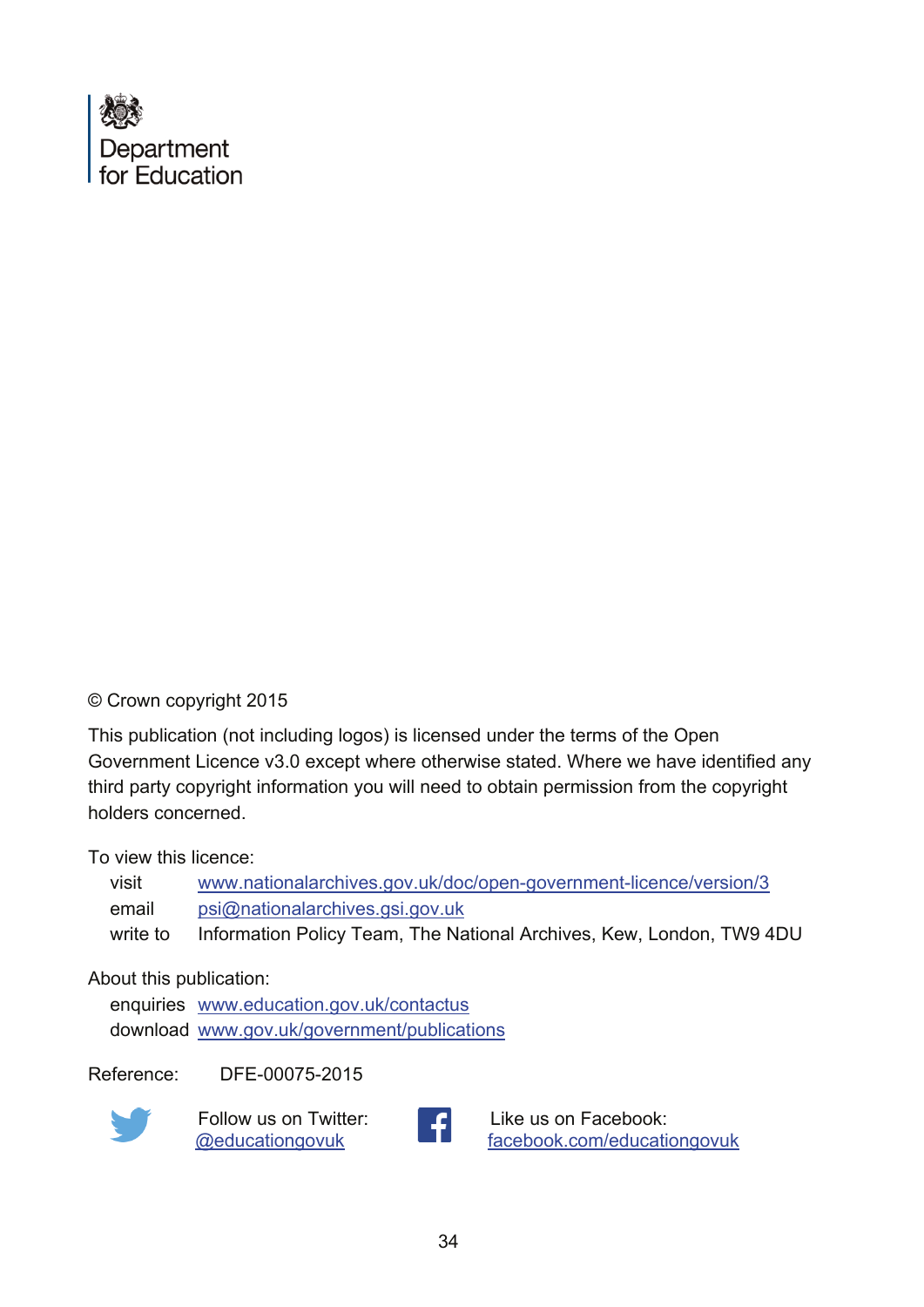Department for Education

© Crown copyright 2015

This publication (not including logos) is licensed under the terms of the Open Government Licence v3.0 except where otherwise stated. Where we have identified any third party copyright information you will need to obtain permission from the copyright holders concerned.

To view this licence:

visit www.nationalarchives.gov.uk/doc/open-government-licence/version/3
email psi@nationalarchives.gsi.gov.uk
write to Information Policy Team, The National Archives, Kew, London, TW9 4DU

About this publication:

enquiries www.education.gov.uk/contactus
download www.gov.uk/government/publications

Reference: DFE-00075-2015

Follow us on Twitter: @educationgovuk

Like us on Facebook: facebook.com/educationgovuk